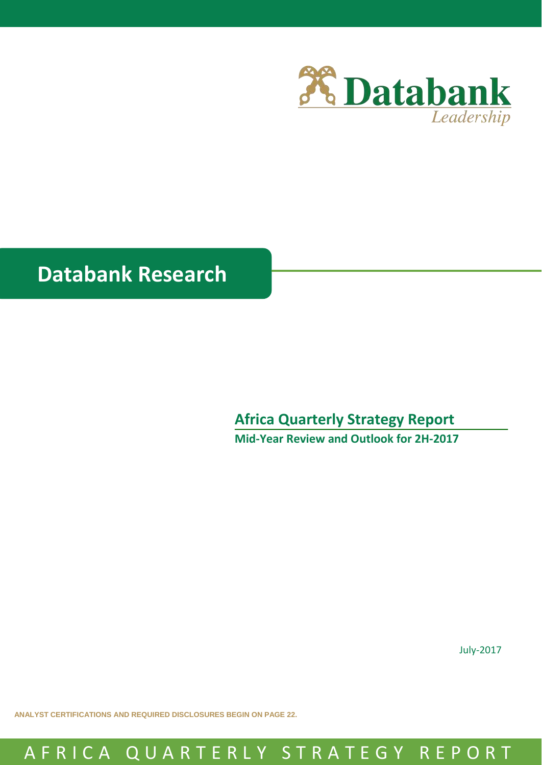Databank

Leadership

# Databank Research

## Africa Quarterly Strategy Report

**Mid-Year Review and Outlook for 2H-2017**

July-2017

**ANALYST CERTIFICATIONS AND REQUIRED DISCLOSURES BEGIN ON PAGE 22.**

AFRICA QUARTERLY STRATEGY REPORT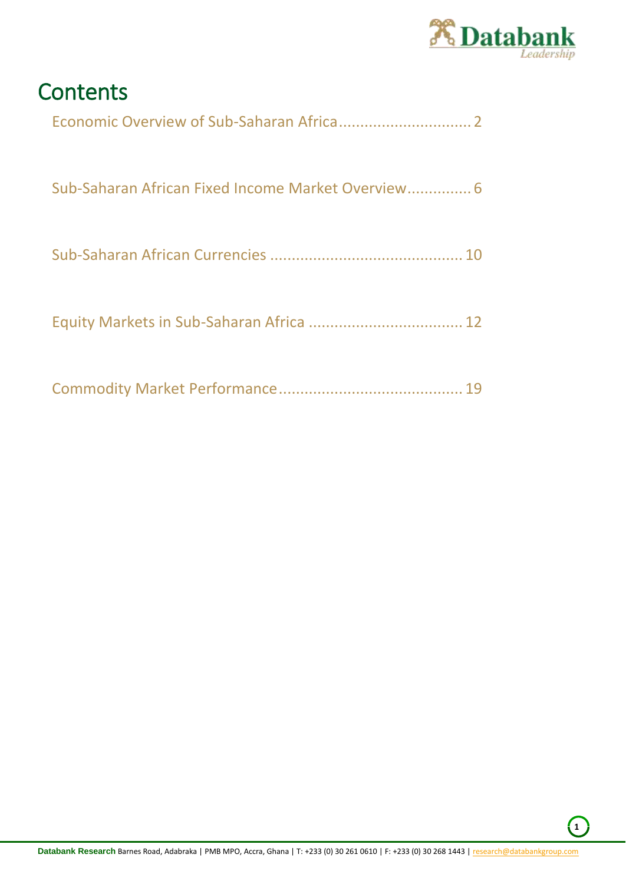# Contents

Economic Overview of Sub-Saharan Africa............................... 2

Sub-Saharan African Fixed Income Market Overview............... 6

Sub-Saharan African Currencies ............................................. 10

Equity Markets in Sub-Saharan Africa .................................... 12

Commodity Market Performance........................................... 19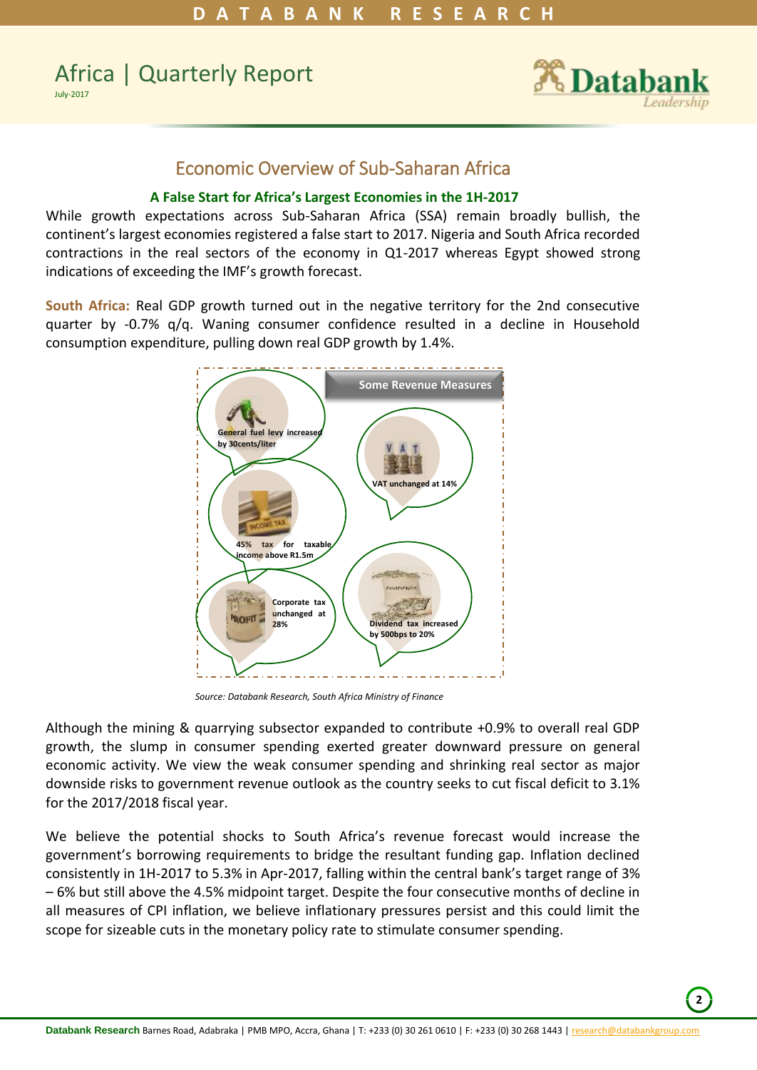## Economic Overview of Sub-Saharan Africa

### A False Start for Africa's Largest Economies in the 1H-2017

While growth expectations across Sub-Saharan Africa (SSA) remain broadly bullish, the continent's largest economies registered a false start to 2017. Nigeria and South Africa recorded contractions in the real sectors of the economy in Q1-2017 whereas Egypt showed strong indications of exceeding the IMF's growth forecast.

**South Africa:** Real GDP growth turned out in the negative territory for the 2nd consecutive quarter by -0.7% q/q. Waning consumer confidence resulted in a decline in Household consumption expenditure, pulling down real GDP growth by 1.4%.

Some Revenue Measures

General fuel levy increased by 30cents/liter

VAT unchanged at 14%

45% tax for taxable income above R1.5m

Corporate tax unchanged at 28%

Dividend tax increased by 500bps to 20%

*Source: Databank Research, South Africa Ministry of Finance*

Although the mining & quarrying subsector expanded to contribute +0.9% to overall real GDP growth, the slump in consumer spending exerted greater downward pressure on general economic activity. We view the weak consumer spending and shrinking real sector as major downside risks to government revenue outlook as the country seeks to cut fiscal deficit to 3.1% for the 2017/2018 fiscal year.

We believe the potential shocks to South Africa's revenue forecast would increase the government's borrowing requirements to bridge the resultant funding gap. Inflation declined consistently in 1H-2017 to 5.3% in Apr-2017, falling within the central bank's target range of 3% – 6% but still above the 4.5% midpoint target. Despite the four consecutive months of decline in all measures of CPI inflation, we believe inflationary pressures persist and this could limit the scope for sizeable cuts in the monetary policy rate to stimulate consumer spending.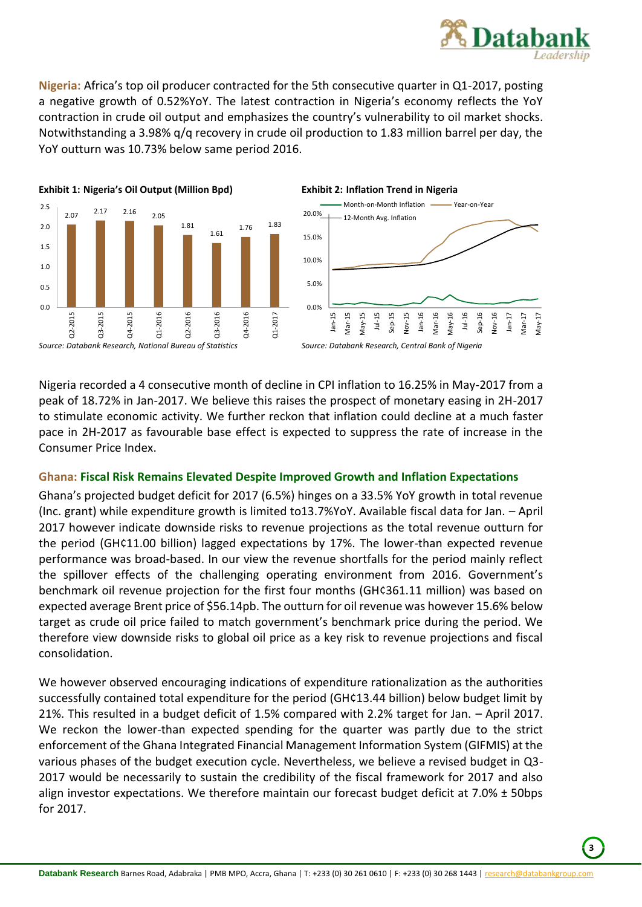**Nigeria:** Africa's top oil producer contracted for the 5th consecutive quarter in Q1-2017, posting a negative growth of 0.52%YoY. The latest contraction in Nigeria's economy reflects the YoY contraction in crude oil output and emphasizes the country's vulnerability to oil market shocks. Notwithstanding a 3.98% q/q recovery in crude oil production to 1.83 million barrel per day, the YoY outturn was 10.73% below same period 2016.

**Exhibit 1: Nigeria's Oil Output (Million Bpd)**

2.5
2.0
1.5
1.0
0.5
0.0

2.07 2.17 2.16 2.05 1.81 1.61 1.76 1.83

Q2-2015 Q3-2015 Q4-2015 Q1-2016 Q2-2016 Q3-2016 Q4-2016 Q1-2017

*Source: Databank Research, National Bureau of Statistics*

**Exhibit 2: Inflation Trend in Nigeria**

Month-on-Month Inflation
Year-on-Year
12-Month Avg. Inflation

20.0%
15.0%
10.0%
5.0%
0.0%

Jan-15 Mar-15 May-15 Jul-15 Sep-15 Nov-15 Jan-16 Mar-16 May-16 Jul-16 Sep-16 Nov-16 Jan-17 Mar-17 May-17

*Source: Databank Research, Central Bank of Nigeria*

Nigeria recorded a 4 consecutive month of decline in CPI inflation to 16.25% in May-2017 from a peak of 18.72% in Jan-2017. We believe this raises the prospect of monetary easing in 2H-2017 to stimulate economic activity. We further reckon that inflation could decline at a much faster pace in 2H-2017 as favourable base effect is expected to suppress the rate of increase in the Consumer Price Index.

### Ghana: Fiscal Risk Remains Elevated Despite Improved Growth and Inflation Expectations

Ghana's projected budget deficit for 2017 (6.5%) hinges on a 33.5% YoY growth in total revenue (Inc. grant) while expenditure growth is limited to13.7%YoY. Available fiscal data for Jan. – April 2017 however indicate downside risks to revenue projections as the total revenue outturn for the period (GH¢11.00 billion) lagged expectations by 17%. The lower-than expected revenue performance was broad-based. In our view the revenue shortfalls for the period mainly reflect the spillover effects of the challenging operating environment from 2016. Government's benchmark oil revenue projection for the first four months (GH¢361.11 million) was based on expected average Brent price of $56.14pb. The outturn for oil revenue was however 15.6% below target as crude oil price failed to match government's benchmark price during the period. We therefore view downside risks to global oil price as a key risk to revenue projections and fiscal consolidation.

We however observed encouraging indications of expenditure rationalization as the authorities successfully contained total expenditure for the period (GH¢13.44 billion) below budget limit by 21%. This resulted in a budget deficit of 1.5% compared with 2.2% target for Jan. – April 2017. We reckon the lower-than expected spending for the quarter was partly due to the strict enforcement of the Ghana Integrated Financial Management Information System (GIFMIS) at the various phases of the budget execution cycle. Nevertheless, we believe a revised budget in Q3-2017 would be necessarily to sustain the credibility of the fiscal framework for 2017 and also align investor expectations. We therefore maintain our forecast budget deficit at 7.0% ± 50bps for 2017.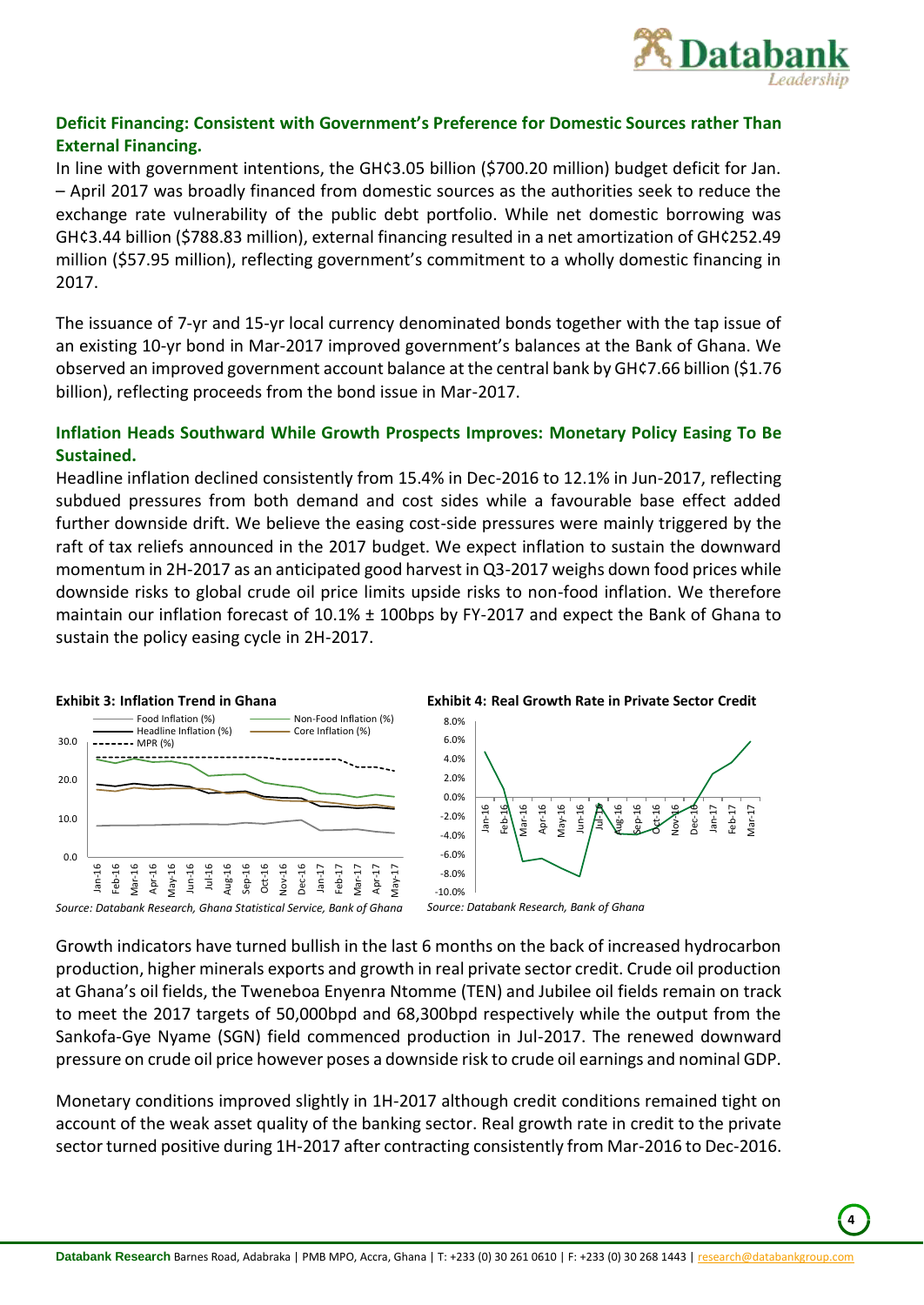## Deficit Financing: Consistent with Government's Preference for Domestic Sources rather Than External Financing.

In line with government intentions, the GH¢3.05 billion ($700.20 million) budget deficit for Jan. – April 2017 was broadly financed from domestic sources as the authorities seek to reduce the exchange rate vulnerability of the public debt portfolio. While net domestic borrowing was GH¢3.44 billion ($788.83 million), external financing resulted in a net amortization of GH¢252.49 million ($57.95 million), reflecting government's commitment to a wholly domestic financing in 2017.

The issuance of 7-yr and 15-yr local currency denominated bonds together with the tap issue of an existing 10-yr bond in Mar-2017 improved government's balances at the Bank of Ghana. We observed an improved government account balance at the central bank by GH¢7.66 billion ($1.76 billion), reflecting proceeds from the bond issue in Mar-2017.

## Inflation Heads Southward While Growth Prospects Improves: Monetary Policy Easing To Be Sustained.

Headline inflation declined consistently from 15.4% in Dec-2016 to 12.1% in Jun-2017, reflecting subdued pressures from both demand and cost sides while a favourable base effect added further downside drift. We believe the easing cost-side pressures were mainly triggered by the raft of tax reliefs announced in the 2017 budget. We expect inflation to sustain the downward momentum in 2H-2017 as an anticipated good harvest in Q3-2017 weighs down food prices while downside risks to global crude oil price limits upside risks to non-food inflation. We therefore maintain our inflation forecast of 10.1% ± 100bps by FY-2017 and expect the Bank of Ghana to sustain the policy easing cycle in 2H-2017.

**Exhibit 3: Inflation Trend in Ghana**

*Source: Databank Research, Ghana Statistical Service, Bank of Ghana*

**Exhibit 4: Real Growth Rate in Private Sector Credit**

*Source: Databank Research, Bank of Ghana*

Growth indicators have turned bullish in the last 6 months on the back of increased hydrocarbon production, higher minerals exports and growth in real private sector credit. Crude oil production at Ghana's oil fields, the Tweneboa Enyenra Ntomme (TEN) and Jubilee oil fields remain on track to meet the 2017 targets of 50,000bpd and 68,300bpd respectively while the output from the Sankofa-Gye Nyame (SGN) field commenced production in Jul-2017. The renewed downward pressure on crude oil price however poses a downside risk to crude oil earnings and nominal GDP.

Monetary conditions improved slightly in 1H-2017 although credit conditions remained tight on account of the weak asset quality of the banking sector. Real growth rate in credit to the private sector turned positive during 1H-2017 after contracting consistently from Mar-2016 to Dec-2016.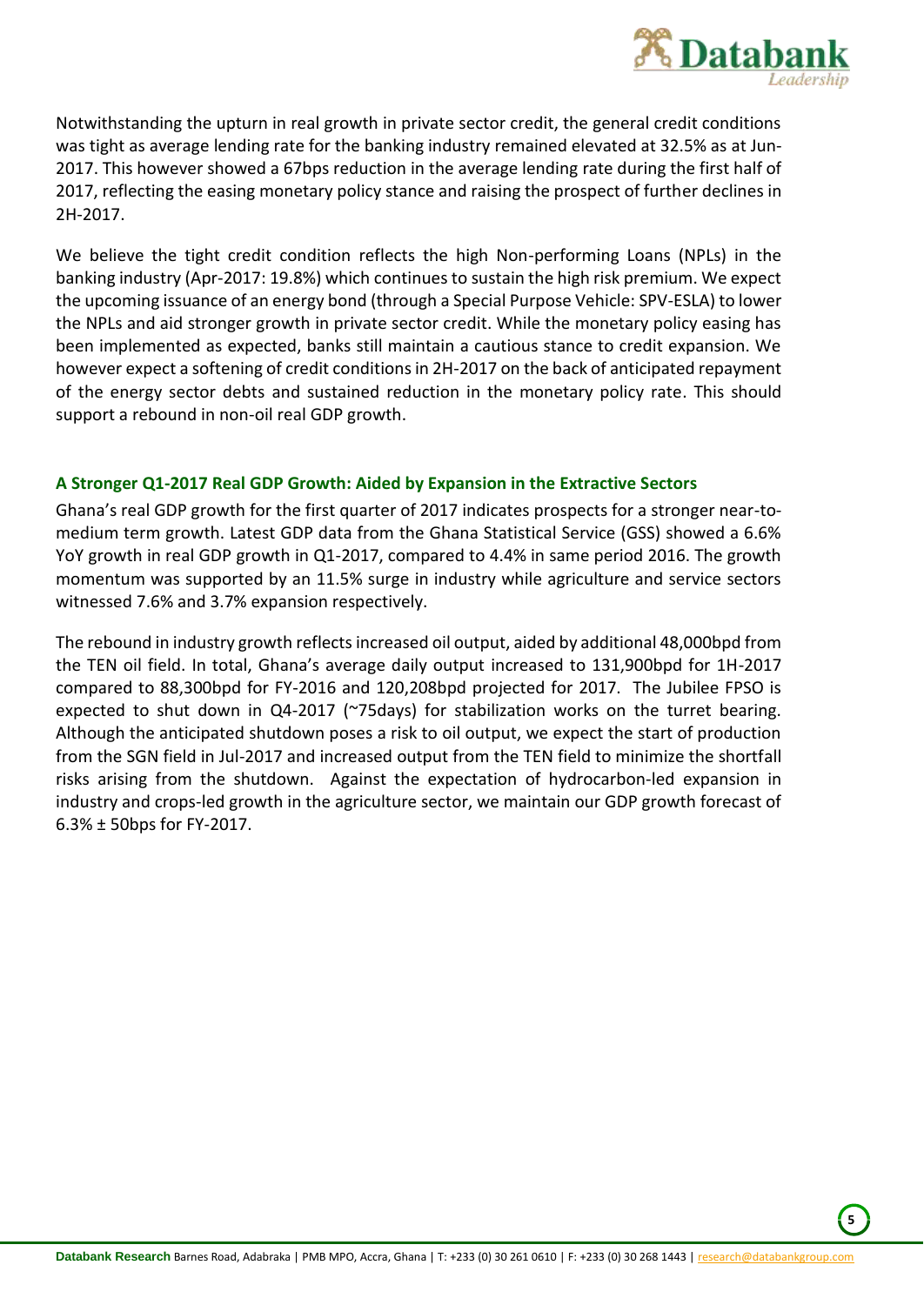Notwithstanding the upturn in real growth in private sector credit, the general credit conditions was tight as average lending rate for the banking industry remained elevated at 32.5% as at Jun-2017. This however showed a 67bps reduction in the average lending rate during the first half of 2017, reflecting the easing monetary policy stance and raising the prospect of further declines in 2H-2017.

We believe the tight credit condition reflects the high Non-performing Loans (NPLs) in the banking industry (Apr-2017: 19.8%) which continues to sustain the high risk premium. We expect the upcoming issuance of an energy bond (through a Special Purpose Vehicle: SPV-ESLA) to lower the NPLs and aid stronger growth in private sector credit. While the monetary policy easing has been implemented as expected, banks still maintain a cautious stance to credit expansion. We however expect a softening of credit conditions in 2H-2017 on the back of anticipated repayment of the energy sector debts and sustained reduction in the monetary policy rate. This should support a rebound in non-oil real GDP growth.

### A Stronger Q1-2017 Real GDP Growth: Aided by Expansion in the Extractive Sectors

Ghana's real GDP growth for the first quarter of 2017 indicates prospects for a stronger near-to-medium term growth. Latest GDP data from the Ghana Statistical Service (GSS) showed a 6.6% YoY growth in real GDP growth in Q1-2017, compared to 4.4% in same period 2016. The growth momentum was supported by an 11.5% surge in industry while agriculture and service sectors witnessed 7.6% and 3.7% expansion respectively.

The rebound in industry growth reflects increased oil output, aided by additional 48,000bpd from the TEN oil field. In total, Ghana's average daily output increased to 131,900bpd for 1H-2017 compared to 88,300bpd for FY-2016 and 120,208bpd projected for 2017. The Jubilee FPSO is expected to shut down in Q4-2017 (~75days) for stabilization works on the turret bearing. Although the anticipated shutdown poses a risk to oil output, we expect the start of production from the SGN field in Jul-2017 and increased output from the TEN field to minimize the shortfall risks arising from the shutdown. Against the expectation of hydrocarbon-led expansion in industry and crops-led growth in the agriculture sector, we maintain our GDP growth forecast of 6.3% ± 50bps for FY-2017.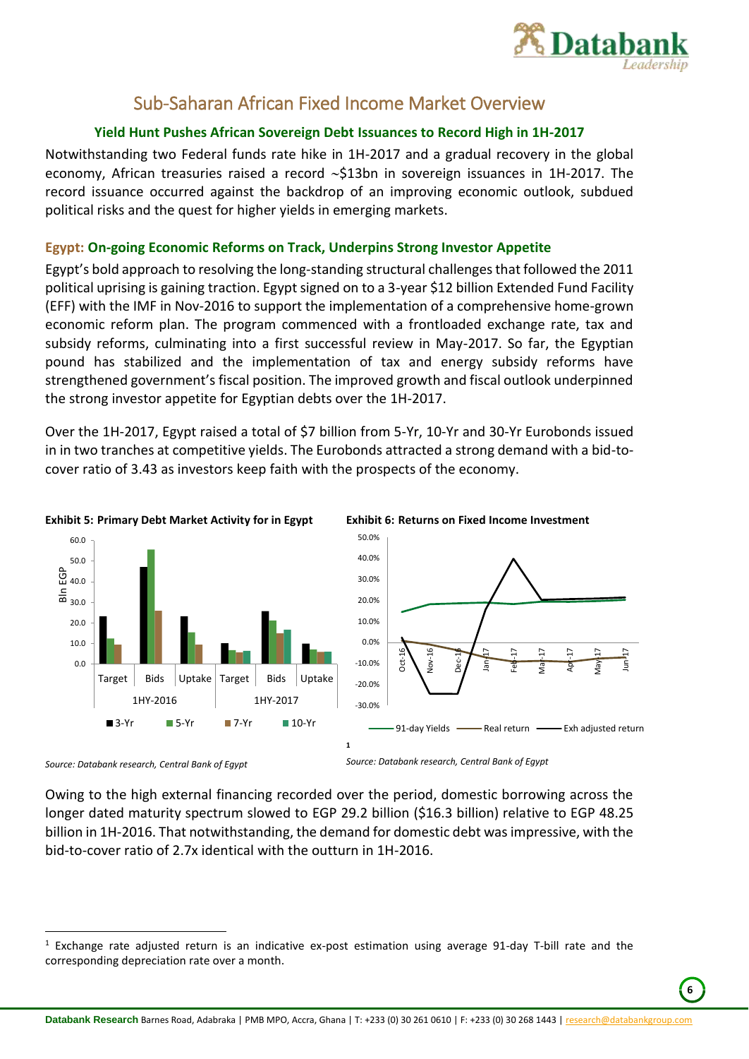# Sub-Saharan African Fixed Income Market Overview

### Yield Hunt Pushes African Sovereign Debt Issuances to Record High in 1H-2017

Notwithstanding two Federal funds rate hike in 1H-2017 and a gradual recovery in the global economy, African treasuries raised a record ~$13bn in sovereign issuances in 1H-2017. The record issuance occurred against the backdrop of an improving economic outlook, subdued political risks and the quest for higher yields in emerging markets.

### Egypt: On-going Economic Reforms on Track, Underpins Strong Investor Appetite

Egypt's bold approach to resolving the long-standing structural challenges that followed the 2011 political uprising is gaining traction. Egypt signed on to a 3-year $12 billion Extended Fund Facility (EFF) with the IMF in Nov-2016 to support the implementation of a comprehensive home-grown economic reform plan. The program commenced with a frontloaded exchange rate, tax and subsidy reforms, culminating into a first successful review in May-2017. So far, the Egyptian pound has stabilized and the implementation of tax and energy subsidy reforms have strengthened government's fiscal position. The improved growth and fiscal outlook underpinned the strong investor appetite for Egyptian debts over the 1H-2017.

Over the 1H-2017, Egypt raised a total of $7 billion from 5-Yr, 10-Yr and 30-Yr Eurobonds issued in in two tranches at competitive yields. The Eurobonds attracted a strong demand with a bid-to-cover ratio of 3.43 as investors keep faith with the prospects of the economy.

**Exhibit 5: Primary Debt Market Activity for in Egypt**

Bln EGP
60.0
50.0
40.0
30.0
20.0
10.0
0.0

Target | Bids | Uptake | Target | Bids | Uptake
1HY-2016 | 1HY-2017

3-Yr | 5-Yr | 7-Yr | 10-Yr

*Source: Databank research, Central Bank of Egypt*

**Exhibit 6: Returns on Fixed Income Investment**

50.0%
40.0%
30.0%
20.0%
10.0%
0.0%
-10.0%
-20.0%
-30.0%

Oct-16 | Nov-16 | Dec-16 | Jan-17 | Feb-17 | Mar-17 | Apr-17 | May-17 | Jun-17

91-day Yields | Real return | Exh adjusted return [1]

*Source: Databank research, Central Bank of Egypt*

Owing to the high external financing recorded over the period, domestic borrowing across the longer dated maturity spectrum slowed to EGP 29.2 billion ($16.3 billion) relative to EGP 48.25 billion in 1H-2016. That notwithstanding, the demand for domestic debt was impressive, with the bid-to-cover ratio of 2.7x identical with the outturn in 1H-2016.

[1] Exchange rate adjusted return is an indicative ex-post estimation using average 91-day T-bill rate and the corresponding depreciation rate over a month.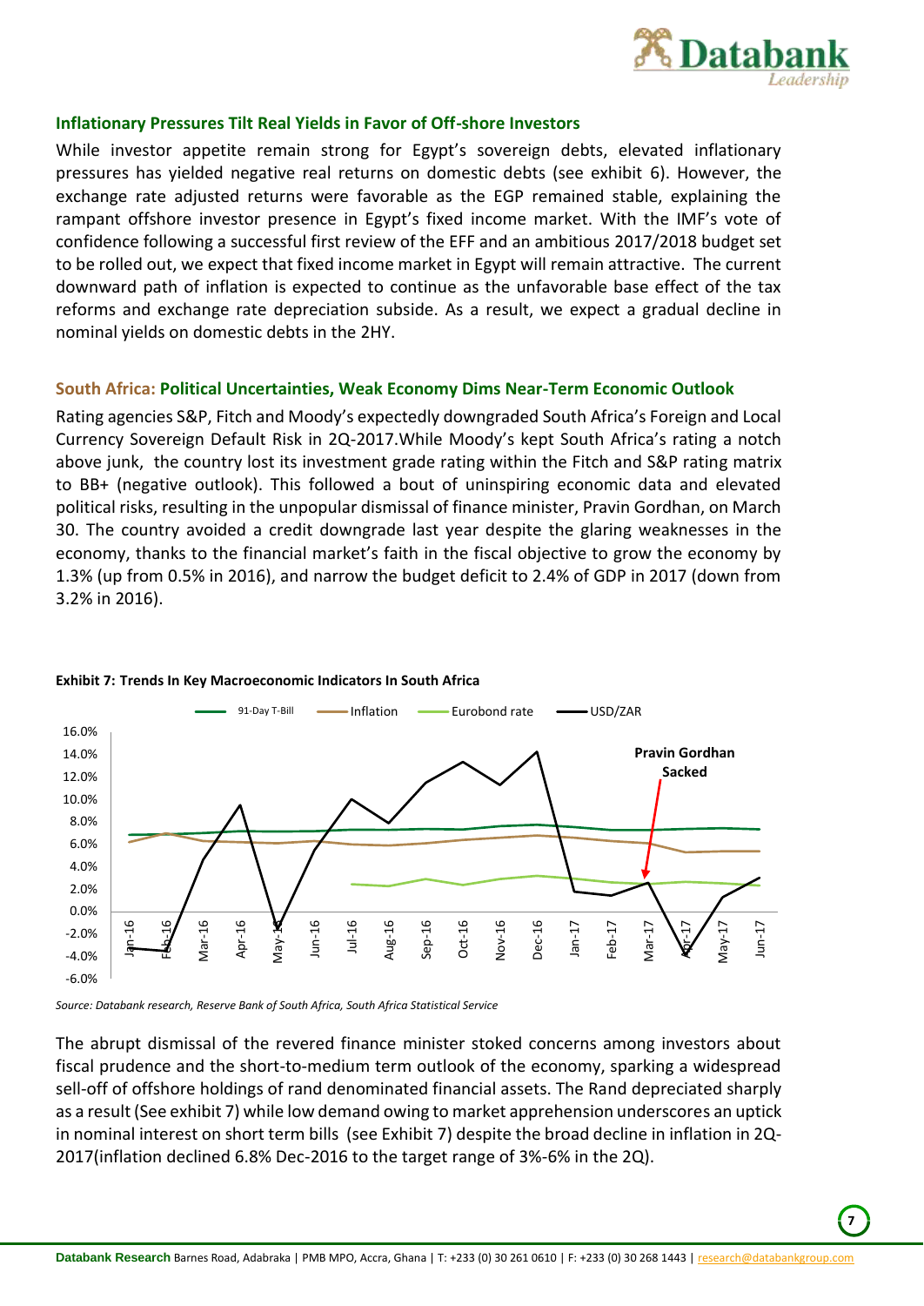### Inflationary Pressures Tilt Real Yields in Favor of Off-shore Investors

While investor appetite remain strong for Egypt's sovereign debts, elevated inflationary pressures has yielded negative real returns on domestic debts (see exhibit 6). However, the exchange rate adjusted returns were favorable as the EGP remained stable, explaining the rampant offshore investor presence in Egypt's fixed income market. With the IMF's vote of confidence following a successful first review of the EFF and an ambitious 2017/2018 budget set to be rolled out, we expect that fixed income market in Egypt will remain attractive. The current downward path of inflation is expected to continue as the unfavorable base effect of the tax reforms and exchange rate depreciation subside. As a result, we expect a gradual decline in nominal yields on domestic debts in the 2HY.

### South Africa: Political Uncertainties, Weak Economy Dims Near-Term Economic Outlook

Rating agencies S&P, Fitch and Moody's expectedly downgraded South Africa's Foreign and Local Currency Sovereign Default Risk in 2Q-2017.While Moody's kept South Africa's rating a notch above junk, the country lost its investment grade rating within the Fitch and S&P rating matrix to BB+ (negative outlook). This followed a bout of uninspiring economic data and elevated political risks, resulting in the unpopular dismissal of finance minister, Pravin Gordhan, on March 30. The country avoided a credit downgrade last year despite the glaring weaknesses in the economy, thanks to the financial market's faith in the fiscal objective to grow the economy by 1.3% (up from 0.5% in 2016), and narrow the budget deficit to 2.4% of GDP in 2017 (down from 3.2% in 2016).

**Exhibit 7: Trends In Key Macroeconomic Indicators In South Africa**

91-Day T-Bill, Inflation, Eurobond rate, USD/ZAR

16.0%, 14.0%, 12.0%, 10.0%, 8.0%, 6.0%, 4.0%, 2.0%, 0.0%, -2.0%, -4.0%, -6.0%

Jan-16, Feb-16, Mar-16, Apr-16, May-16, Jun-16, Jul-16, Aug-16, Sep-16, Oct-16, Nov-16, Dec-16, Jan-17, Feb-17, Mar-17, Apr-17, May-17, Jun-17

Pravin Gordhan Sacked

*Source: Databank research, Reserve Bank of South Africa, South Africa Statistical Service*

The abrupt dismissal of the revered finance minister stoked concerns among investors about fiscal prudence and the short-to-medium term outlook of the economy, sparking a widespread sell-off of offshore holdings of rand denominated financial assets. The Rand depreciated sharply as a result (See exhibit 7) while low demand owing to market apprehension underscores an uptick in nominal interest on short term bills (see Exhibit 7) despite the broad decline in inflation in 2Q-2017(inflation declined 6.8% Dec-2016 to the target range of 3%-6% in the 2Q).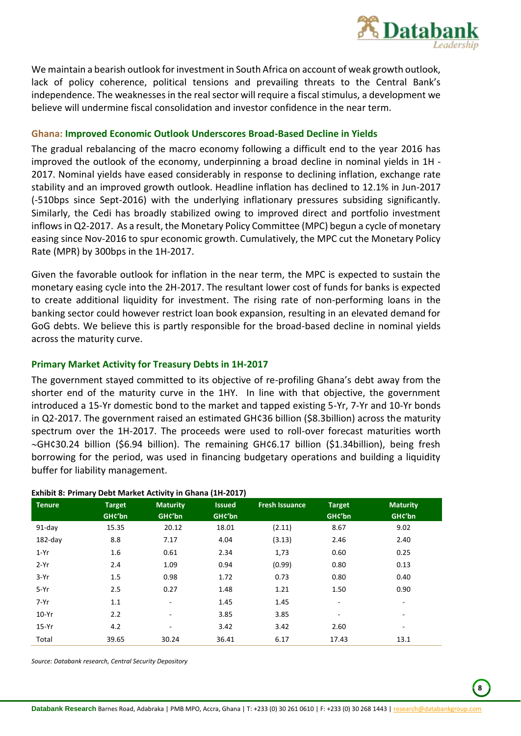We maintain a bearish outlook for investment in South Africa on account of weak growth outlook, lack of policy coherence, political tensions and prevailing threats to the Central Bank's independence. The weaknesses in the real sector will require a fiscal stimulus, a development we believe will undermine fiscal consolidation and investor confidence in the near term.

### Ghana: Improved Economic Outlook Underscores Broad-Based Decline in Yields

The gradual rebalancing of the macro economy following a difficult end to the year 2016 has improved the outlook of the economy, underpinning a broad decline in nominal yields in 1H - 2017. Nominal yields have eased considerably in response to declining inflation, exchange rate stability and an improved growth outlook. Headline inflation has declined to 12.1% in Jun-2017 (-510bps since Sept-2016) with the underlying inflationary pressures subsiding significantly. Similarly, the Cedi has broadly stabilized owing to improved direct and portfolio investment inflows in Q2-2017. As a result, the Monetary Policy Committee (MPC) begun a cycle of monetary easing since Nov-2016 to spur economic growth. Cumulatively, the MPC cut the Monetary Policy Rate (MPR) by 300bps in the 1H-2017.

Given the favorable outlook for inflation in the near term, the MPC is expected to sustain the monetary easing cycle into the 2H-2017. The resultant lower cost of funds for banks is expected to create additional liquidity for investment. The rising rate of non-performing loans in the banking sector could however restrict loan book expansion, resulting in an elevated demand for GoG debts. We believe this is partly responsible for the broad-based decline in nominal yields across the maturity curve.

### Primary Market Activity for Treasury Debts in 1H-2017

The government stayed committed to its objective of re-profiling Ghana's debt away from the shorter end of the maturity curve in the 1HY. In line with that objective, the government introduced a 15-Yr domestic bond to the market and tapped existing 5-Yr, 7-Yr and 10-Yr bonds in Q2-2017. The government raised an estimated GH¢36 billion ($8.3billion) across the maturity spectrum over the 1H-2017. The proceeds were used to roll-over forecast maturities worth ~GH¢30.24 billion ($6.94 billion). The remaining GH¢6.17 billion ($1.34billion), being fresh borrowing for the period, was used in financing budgetary operations and building a liquidity buffer for liability management.

**Exhibit 8: Primary Debt Market Activity in Ghana (1H-2017)**

| Tenure | Target GH¢'bn | Maturity GH¢'bn | Issued GH¢'bn | Fresh Issuance | Target GH¢'bn | Maturity GH¢'bn |
|---|---|---|---|---|---|---|
| 91-day | 15.35 | 20.12 | 18.01 | (2.11) | 8.67 | 9.02 |
| 182-day | 8.8 | 7.17 | 4.04 | (3.13) | 2.46 | 2.40 |
| 1-Yr | 1.6 | 0.61 | 2.34 | 1,73 | 0.60 | 0.25 |
| 2-Yr | 2.4 | 1.09 | 0.94 | (0.99) | 0.80 | 0.13 |
| 3-Yr | 1.5 | 0.98 | 1.72 | 0.73 | 0.80 | 0.40 |
| 5-Yr | 2.5 | 0.27 | 1.48 | 1.21 | 1.50 | 0.90 |
| 7-Yr | 1.1 | - | 1.45 | 1.45 | - | - |
| 10-Yr | 2.2 | - | 3.85 | 3.85 | - | - |
| 15-Yr | 4.2 | - | 3.42 | 3.42 | 2.60 | - |
| Total | 39.65 | 30.24 | 36.41 | 6.17 | 17.43 | 13.1 |

*Source: Databank research, Central Security Depository*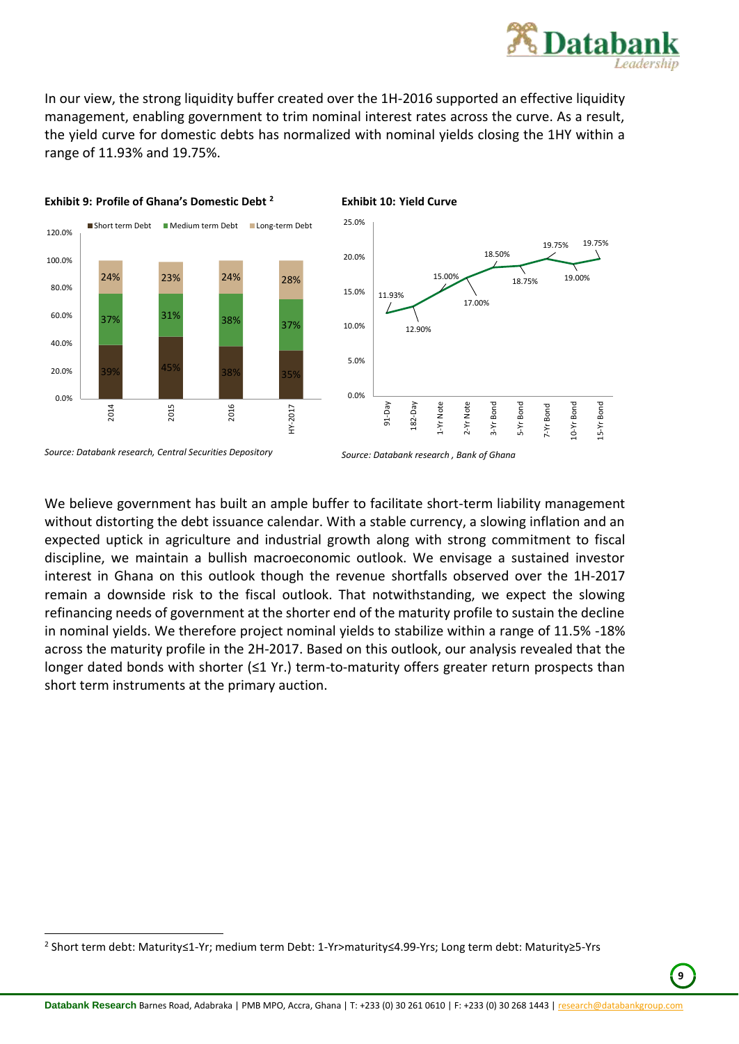In our view, the strong liquidity buffer created over the 1H-2016 supported an effective liquidity management, enabling government to trim nominal interest rates across the curve. As a result, the yield curve for domestic debts has normalized with nominal yields closing the 1HY within a range of 11.93% and 19.75%.

**Exhibit 9: Profile of Ghana's Domestic Debt [2]**

Short term Debt
Medium term Debt
Long-term Debt

120.0%
100.0%
80.0%
60.0%
40.0%
20.0%
0.0%

2014: 39%, 37%, 24%
2015: 45%, 31%, 23%
2016: 38%, 38%, 24%
HY-2017: 35%, 37%, 28%

*Source: Databank research, Central Securities Depository*

**Exhibit 10: Yield Curve**

25.0%
20.0%
15.0%
10.0%
5.0%
0.0%

91-Day: 11.93%
182-Day: 12.90%
1-Yr Note: 15.00%
2-Yr Note: 17.00%
3-Yr Bond: 18.50%
5-Yr Bond: 18.75%
7-Yr Bond: 19.75%
10-Yr Bond: 19.00%
15-Yr Bond: 19.75%

*Source: Databank research , Bank of Ghana*

We believe government has built an ample buffer to facilitate short-term liability management without distorting the debt issuance calendar. With a stable currency, a slowing inflation and an expected uptick in agriculture and industrial growth along with strong commitment to fiscal discipline, we maintain a bullish macroeconomic outlook. We envisage a sustained investor interest in Ghana on this outlook though the revenue shortfalls observed over the 1H-2017 remain a downside risk to the fiscal outlook. That notwithstanding, we expect the slowing refinancing needs of government at the shorter end of the maturity profile to sustain the decline in nominal yields. We therefore project nominal yields to stabilize within a range of 11.5% -18% across the maturity profile in the 2H-2017. Based on this outlook, our analysis revealed that the longer dated bonds with shorter (≤1 Yr.) term-to-maturity offers greater return prospects than short term instruments at the primary auction.

[2] Short term debt: Maturity≤1-Yr; medium term Debt: 1-Yr>maturity≤4.99-Yrs; Long term debt: Maturity≥5-Yrs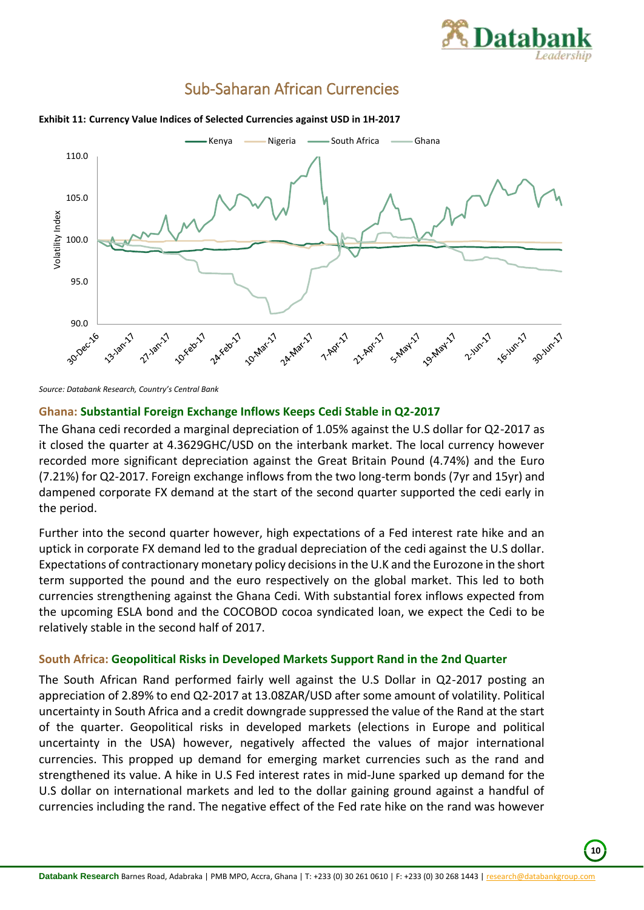## Sub-Saharan African Currencies

**Exhibit 11: Currency Value Indices of Selected Currencies against USD in 1H-2017**

Kenya
Nigeria
South Africa
Ghana

Volatility Index

110.0
105.0
100.0
95.0
90.0

30-Dec-16
13-Jan-17
27-Jan-17
10-Feb-17
24-Feb-17
10-Mar-17
24-Mar-17
7-Apr-17
21-Apr-17
5-May-17
19-May-17
2-Jun-17
16-Jun-17
30-Jun-17

*Source: Databank Research, Country's Central Bank*

### Ghana: Substantial Foreign Exchange Inflows Keeps Cedi Stable in Q2-2017

The Ghana cedi recorded a marginal depreciation of 1.05% against the U.S dollar for Q2-2017 as it closed the quarter at 4.3629GHC/USD on the interbank market. The local currency however recorded more significant depreciation against the Great Britain Pound (4.74%) and the Euro (7.21%) for Q2-2017. Foreign exchange inflows from the two long-term bonds (7yr and 15yr) and dampened corporate FX demand at the start of the second quarter supported the cedi early in the period.

Further into the second quarter however, high expectations of a Fed interest rate hike and an uptick in corporate FX demand led to the gradual depreciation of the cedi against the U.S dollar. Expectations of contractionary monetary policy decisions in the U.K and the Eurozone in the short term supported the pound and the euro respectively on the global market. This led to both currencies strengthening against the Ghana Cedi. With substantial forex inflows expected from the upcoming ESLA bond and the COCOBOD cocoa syndicated loan, we expect the Cedi to be relatively stable in the second half of 2017.

### South Africa: Geopolitical Risks in Developed Markets Support Rand in the 2nd Quarter

The South African Rand performed fairly well against the U.S Dollar in Q2-2017 posting an appreciation of 2.89% to end Q2-2017 at 13.08ZAR/USD after some amount of volatility. Political uncertainty in South Africa and a credit downgrade suppressed the value of the Rand at the start of the quarter. Geopolitical risks in developed markets (elections in Europe and political uncertainty in the USA) however, negatively affected the values of major international currencies. This propped up demand for emerging market currencies such as the rand and strengthened its value. A hike in U.S Fed interest rates in mid-June sparked up demand for the U.S dollar on international markets and led to the dollar gaining ground against a handful of currencies including the rand. The negative effect of the Fed rate hike on the rand was however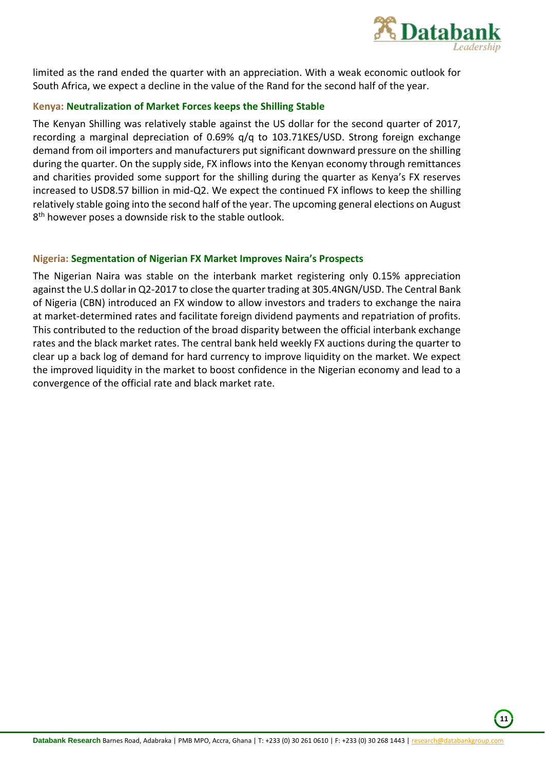limited as the rand ended the quarter with an appreciation. With a weak economic outlook for South Africa, we expect a decline in the value of the Rand for the second half of the year.

### Kenya: Neutralization of Market Forces keeps the Shilling Stable

The Kenyan Shilling was relatively stable against the US dollar for the second quarter of 2017, recording a marginal depreciation of 0.69% q/q to 103.71KES/USD. Strong foreign exchange demand from oil importers and manufacturers put significant downward pressure on the shilling during the quarter. On the supply side, FX inflows into the Kenyan economy through remittances and charities provided some support for the shilling during the quarter as Kenya's FX reserves increased to USD8.57 billion in mid-Q2. We expect the continued FX inflows to keep the shilling relatively stable going into the second half of the year. The upcoming general elections on August 8th however poses a downside risk to the stable outlook.

### Nigeria: Segmentation of Nigerian FX Market Improves Naira's Prospects

The Nigerian Naira was stable on the interbank market registering only 0.15% appreciation against the U.S dollar in Q2-2017 to close the quarter trading at 305.4NGN/USD. The Central Bank of Nigeria (CBN) introduced an FX window to allow investors and traders to exchange the naira at market-determined rates and facilitate foreign dividend payments and repatriation of profits. This contributed to the reduction of the broad disparity between the official interbank exchange rates and the black market rates. The central bank held weekly FX auctions during the quarter to clear up a back log of demand for hard currency to improve liquidity on the market. We expect the improved liquidity in the market to boost confidence in the Nigerian economy and lead to a convergence of the official rate and black market rate.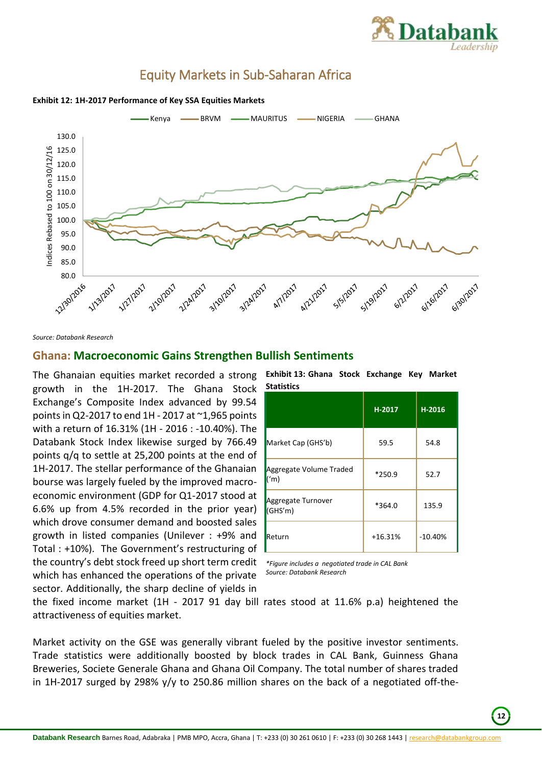# Equity Markets in Sub-Saharan Africa

**Exhibit 12: 1H-2017 Performance of Key SSA Equities Markets**

Kenya, BRVM, MAURITIUS, NIGERIA, GHANA

130.0
125.0
120.0
115.0
110.0
105.0
100.0
95.0
90.0
85.0
80.0

Indices Rebased to 100 on 30/12/16

12/30/2016, 1/13/2017, 1/27/2017, 2/10/2017, 2/24/2017, 3/10/2017, 3/24/2017, 4/7/2017, 4/21/2017, 5/5/2017, 5/19/2017, 6/2/2017, 6/16/2017, 6/30/2017

*Source: Databank Research*

## Ghana: Macroeconomic Gains Strengthen Bullish Sentiments

The Ghanaian equities market recorded a strong growth in the 1H-2017. The Ghana Stock Exchange's Composite Index advanced by 99.54 points in Q2-2017 to end 1H - 2017 at ~1,965 points with a return of 16.31% (1H - 2016 : -10.40%). The Databank Stock Index likewise surged by 766.49 points q/q to settle at 25,200 points at the end of 1H-2017. The stellar performance of the Ghanaian bourse was largely fueled by the improved macro-economic environment (GDP for Q1-2017 stood at 6.6% up from 4.5% recorded in the prior year) which drove consumer demand and boosted sales growth in listed companies (Unilever : +9% and Total : +10%). The Government's restructuring of the country's debt stock freed up short term credit which has enhanced the operations of the private sector. Additionally, the sharp decline of yields in the fixed income market (1H - 2017 91 day bill rates stood at 11.6% p.a) heightened the attractiveness of equities market.

**Exhibit 13: Ghana Stock Exchange Key Market Statistics**

| | H-2017 | H-2016 |
|---|---|---|
| Market Cap (GHS'b) | 59.5 | 54.8 |
| Aggregate Volume Traded ('m) | *250.9 | 52.7 |
| Aggregate Turnover (GHS'm) | *364.0 | 135.9 |
| Return | +16.31% | -10.40% |

*\*Figure includes a negotiated trade in CAL Bank*
*Source: Databank Research*

Market activity on the GSE was generally vibrant fueled by the positive investor sentiments. Trade statistics were additionally boosted by block trades in CAL Bank, Guinness Ghana Breweries, Societe Generale Ghana and Ghana Oil Company. The total number of shares traded in 1H-2017 surged by 298% y/y to 250.86 million shares on the back of a negotiated off-the-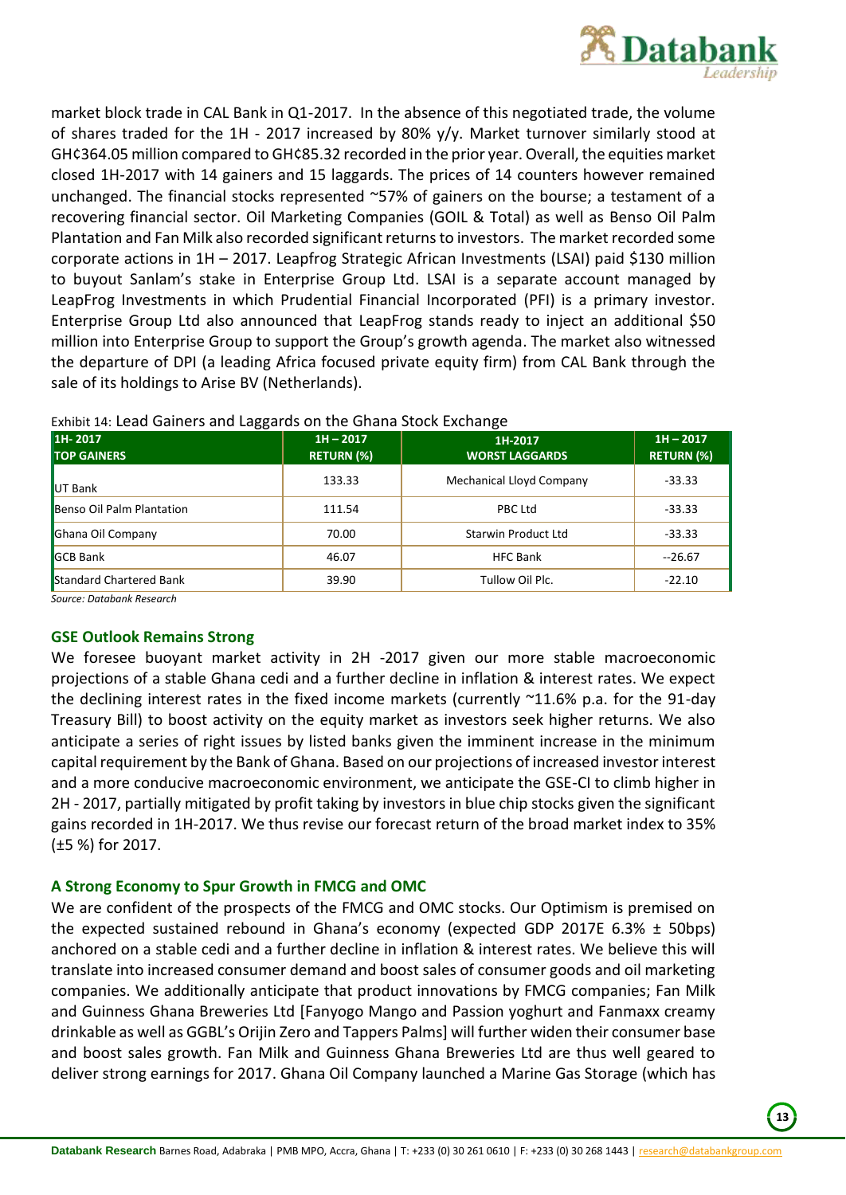market block trade in CAL Bank in Q1-2017. In the absence of this negotiated trade, the volume of shares traded for the 1H - 2017 increased by 80% y/y. Market turnover similarly stood at GH¢364.05 million compared to GH¢85.32 recorded in the prior year. Overall, the equities market closed 1H-2017 with 14 gainers and 15 laggards. The prices of 14 counters however remained unchanged. The financial stocks represented ~57% of gainers on the bourse; a testament of a recovering financial sector. Oil Marketing Companies (GOIL & Total) as well as Benso Oil Palm Plantation and Fan Milk also recorded significant returns to investors. The market recorded some corporate actions in 1H – 2017. Leapfrog Strategic African Investments (LSAI) paid $130 million to buyout Sanlam's stake in Enterprise Group Ltd. LSAI is a separate account managed by LeapFrog Investments in which Prudential Financial Incorporated (PFI) is a primary investor. Enterprise Group Ltd also announced that LeapFrog stands ready to inject an additional $50 million into Enterprise Group to support the Group's growth agenda. The market also witnessed the departure of DPI (a leading Africa focused private equity firm) from CAL Bank through the sale of its holdings to Arise BV (Netherlands).

Exhibit 14: Lead Gainers and Laggards on the Ghana Stock Exchange

| 1H- 2017 TOP GAINERS | 1H – 2017 RETURN (%) | 1H-2017 WORST LAGGARDS | 1H – 2017 RETURN (%) |
|---|---|---|---|
| UT Bank | 133.33 | Mechanical Lloyd Company | -33.33 |
| Benso Oil Palm Plantation | 111.54 | PBC Ltd | -33.33 |
| Ghana Oil Company | 70.00 | Starwin Product Ltd | -33.33 |
| GCB Bank | 46.07 | HFC Bank | --26.67 |
| Standard Chartered Bank | 39.90 | Tullow Oil Plc. | -22.10 |

*Source: Databank Research*

### GSE Outlook Remains Strong

We foresee buoyant market activity in 2H -2017 given our more stable macroeconomic projections of a stable Ghana cedi and a further decline in inflation & interest rates. We expect the declining interest rates in the fixed income markets (currently ~11.6% p.a. for the 91-day Treasury Bill) to boost activity on the equity market as investors seek higher returns. We also anticipate a series of right issues by listed banks given the imminent increase in the minimum capital requirement by the Bank of Ghana. Based on our projections of increased investor interest and a more conducive macroeconomic environment, we anticipate the GSE-CI to climb higher in 2H - 2017, partially mitigated by profit taking by investors in blue chip stocks given the significant gains recorded in 1H-2017. We thus revise our forecast return of the broad market index to 35% (±5 %) for 2017.

### A Strong Economy to Spur Growth in FMCG and OMC

We are confident of the prospects of the FMCG and OMC stocks. Our Optimism is premised on the expected sustained rebound in Ghana's economy (expected GDP 2017E 6.3% ± 50bps) anchored on a stable cedi and a further decline in inflation & interest rates. We believe this will translate into increased consumer demand and boost sales of consumer goods and oil marketing companies. We additionally anticipate that product innovations by FMCG companies; Fan Milk and Guinness Ghana Breweries Ltd [Fanyogo Mango and Passion yoghurt and Fanmaxx creamy drinkable as well as GGBL's Orijin Zero and Tappers Palms] will further widen their consumer base and boost sales growth. Fan Milk and Guinness Ghana Breweries Ltd are thus well geared to deliver strong earnings for 2017. Ghana Oil Company launched a Marine Gas Storage (which has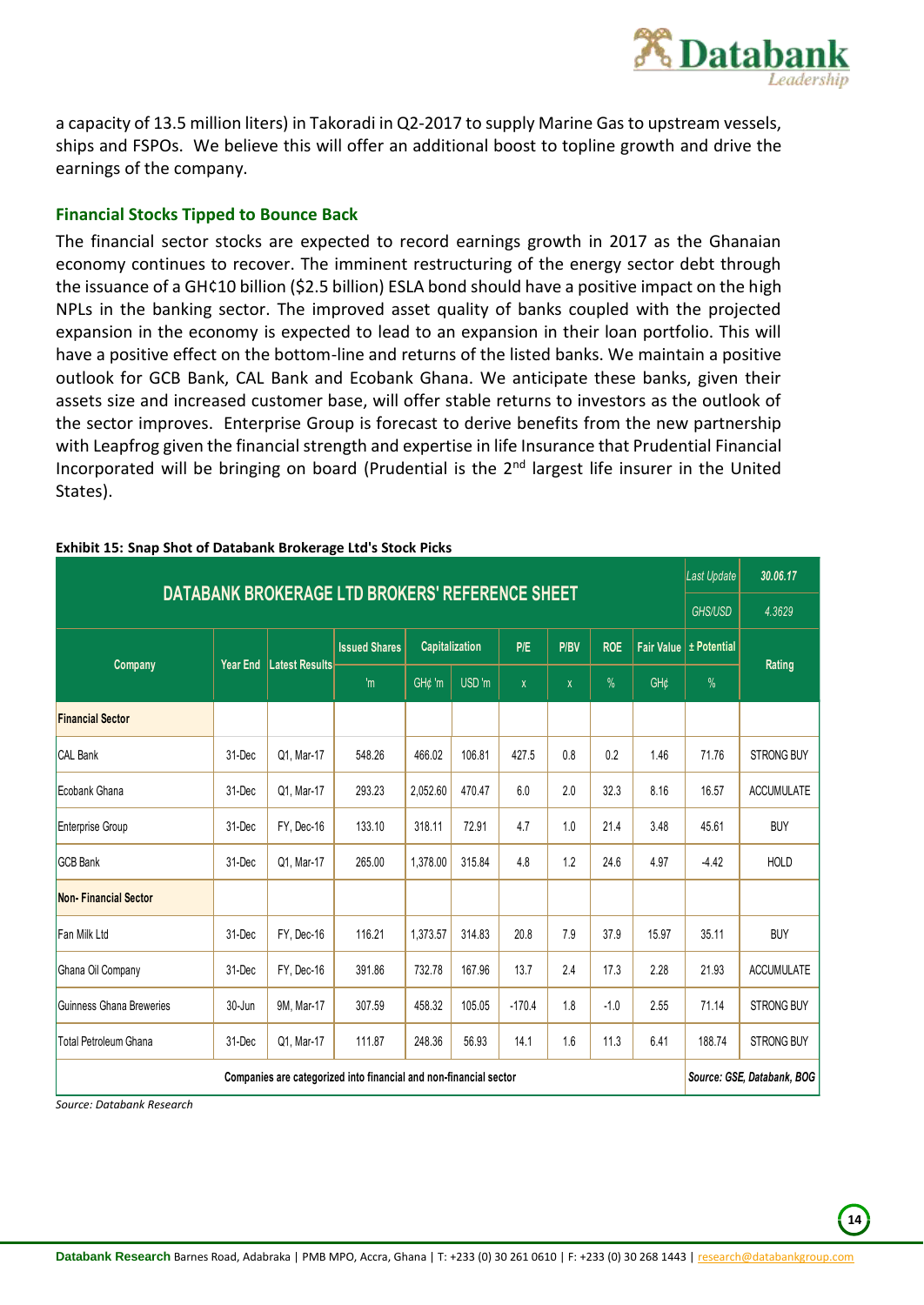a capacity of 13.5 million liters) in Takoradi in Q2-2017 to supply Marine Gas to upstream vessels, ships and FSPOs. We believe this will offer an additional boost to topline growth and drive the earnings of the company.

### Financial Stocks Tipped to Bounce Back

The financial sector stocks are expected to record earnings growth in 2017 as the Ghanaian economy continues to recover. The imminent restructuring of the energy sector debt through the issuance of a GH¢10 billion ($2.5 billion) ESLA bond should have a positive impact on the high NPLs in the banking sector. The improved asset quality of banks coupled with the projected expansion in the economy is expected to lead to an expansion in their loan portfolio. This will have a positive effect on the bottom-line and returns of the listed banks. We maintain a positive outlook for GCB Bank, CAL Bank and Ecobank Ghana. We anticipate these banks, given their assets size and increased customer base, will offer stable returns to investors as the outlook of the sector improves. Enterprise Group is forecast to derive benefits from the new partnership with Leapfrog given the financial strength and expertise in life Insurance that Prudential Financial Incorporated will be bringing on board (Prudential is the 2nd largest life insurer in the United States).

**Exhibit 15: Snap Shot of Databank Brokerage Ltd's Stock Picks**

| DATABANK BROKERAGE LTD BROKERS' REFERENCE SHEET | | | | | | | | | | Last Update | 30.06.17 |
|---|---|---|---|---|---|---|---|---|---|---|---|
| | | | | | | | | | | GHS/USD | 4.3629 |
| Company | Year End | Latest Results | Issued Shares | Capitalization | | P/E | P/BV | ROE | Fair Value | ± Potential | Rating |
| | | | 'm | GH¢ 'm | USD 'm | x | x | % | GH¢ | % | |
| **Financial Sector** | | | | | | | | | | | |
| CAL Bank | 31-Dec | Q1, Mar-17 | 548.26 | 466.02 | 106.81 | 427.5 | 0.8 | 0.2 | 1.46 | 71.76 | STRONG BUY |
| Ecobank Ghana | 31-Dec | Q1, Mar-17 | 293.23 | 2,052.60 | 470.47 | 6.0 | 2.0 | 32.3 | 8.16 | 16.57 | ACCUMULATE |
| Enterprise Group | 31-Dec | FY, Dec-16 | 133.10 | 318.11 | 72.91 | 4.7 | 1.0 | 21.4 | 3.48 | 45.61 | BUY |
| GCB Bank | 31-Dec | Q1, Mar-17 | 265.00 | 1,378.00 | 315.84 | 4.8 | 1.2 | 24.6 | 4.97 | -4.42 | HOLD |
| **Non- Financial Sector** | | | | | | | | | | | |
| Fan Milk Ltd | 31-Dec | FY, Dec-16 | 116.21 | 1,373.57 | 314.83 | 20.8 | 7.9 | 37.9 | 15.97 | 35.11 | BUY |
| Ghana Oil Company | 31-Dec | FY, Dec-16 | 391.86 | 732.78 | 167.96 | 13.7 | 2.4 | 17.3 | 2.28 | 21.93 | ACCUMULATE |
| Guinness Ghana Breweries | 30-Jun | 9M, Mar-17 | 307.59 | 458.32 | 105.05 | -170.4 | 1.8 | -1.0 | 2.55 | 71.14 | STRONG BUY |
| Total Petroleum Ghana | 31-Dec | Q1, Mar-17 | 111.87 | 248.36 | 56.93 | 14.1 | 1.6 | 11.3 | 6.41 | 188.74 | STRONG BUY |
| Companies are categorized into financial and non-financial sector | | | | | | | | | | Source: GSE, Databank, BOG | |

*Source: Databank Research*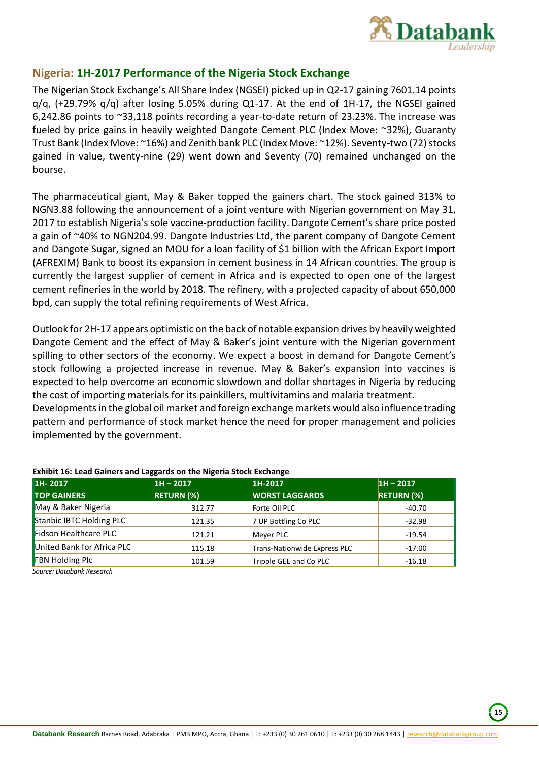## Nigeria: 1H-2017 Performance of the Nigeria Stock Exchange

The Nigerian Stock Exchange's All Share Index (NGSEI) picked up in Q2-17 gaining 7601.14 points q/q, (+29.79% q/q) after losing 5.05% during Q1-17. At the end of 1H-17, the NGSEI gained 6,242.86 points to ~33,118 points recording a year-to-date return of 23.23%. The increase was fueled by price gains in heavily weighted Dangote Cement PLC (Index Move: ~32%), Guaranty Trust Bank (Index Move: ~16%) and Zenith bank PLC (Index Move: ~12%). Seventy-two (72) stocks gained in value, twenty-nine (29) went down and Seventy (70) remained unchanged on the bourse.

The pharmaceutical giant, May & Baker topped the gainers chart. The stock gained 313% to NGN3.88 following the announcement of a joint venture with Nigerian government on May 31, 2017 to establish Nigeria's sole vaccine-production facility. Dangote Cement's share price posted a gain of ~40% to NGN204.99. Dangote Industries Ltd, the parent company of Dangote Cement and Dangote Sugar, signed an MOU for a loan facility of $1 billion with the African Export Import (AFREXIM) Bank to boost its expansion in cement business in 14 African countries. The group is currently the largest supplier of cement in Africa and is expected to open one of the largest cement refineries in the world by 2018. The refinery, with a projected capacity of about 650,000 bpd, can supply the total refining requirements of West Africa.

Outlook for 2H-17 appears optimistic on the back of notable expansion drives by heavily weighted Dangote Cement and the effect of May & Baker's joint venture with the Nigerian government spilling to other sectors of the economy. We expect a boost in demand for Dangote Cement's stock following a projected increase in revenue. May & Baker's expansion into vaccines is expected to help overcome an economic slowdown and dollar shortages in Nigeria by reducing the cost of importing materials for its painkillers, multivitamins and malaria treatment.
Developments in the global oil market and foreign exchange markets would also influence trading pattern and performance of stock market hence the need for proper management and policies implemented by the government.

**Exhibit 16: Lead Gainers and Laggards on the Nigeria Stock Exchange**

| 1H- 2017 TOP GAINERS | 1H – 2017 RETURN (%) | 1H-2017 WORST LAGGARDS | 1H – 2017 RETURN (%) |
|---|---|---|---|
| May & Baker Nigeria | 312.77 | Forte Oil PLC | -40.70 |
| Stanbic IBTC Holding PLC | 121.35 | 7 UP Bottling Co PLC | -32.98 |
| Fidson Healthcare PLC | 121.21 | Meyer PLC | -19.54 |
| United Bank for Africa PLC | 115.18 | Trans-Nationwide Express PLC | -17.00 |
| FBN Holding Plc | 101.59 | Tripple GEE and Co PLC | -16.18 |

*Source: Databank Research*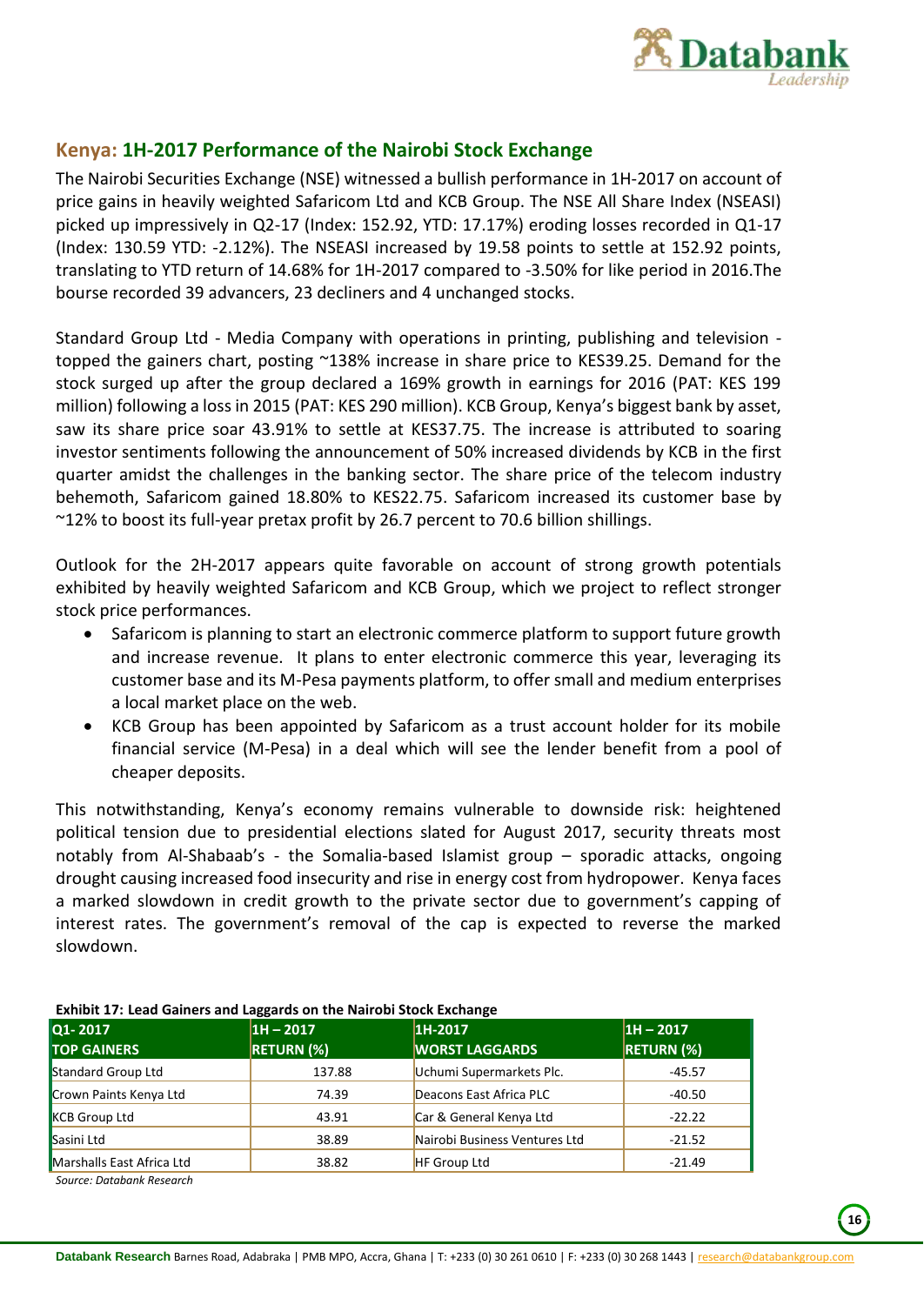## Kenya: 1H-2017 Performance of the Nairobi Stock Exchange

The Nairobi Securities Exchange (NSE) witnessed a bullish performance in 1H-2017 on account of price gains in heavily weighted Safaricom Ltd and KCB Group. The NSE All Share Index (NSEASI) picked up impressively in Q2-17 (Index: 152.92, YTD: 17.17%) eroding losses recorded in Q1-17 (Index: 130.59 YTD: -2.12%). The NSEASI increased by 19.58 points to settle at 152.92 points, translating to YTD return of 14.68% for 1H-2017 compared to -3.50% for like period in 2016.The bourse recorded 39 advancers, 23 decliners and 4 unchanged stocks.

Standard Group Ltd - Media Company with operations in printing, publishing and television - topped the gainers chart, posting ~138% increase in share price to KES39.25. Demand for the stock surged up after the group declared a 169% growth in earnings for 2016 (PAT: KES 199 million) following a loss in 2015 (PAT: KES 290 million). KCB Group, Kenya's biggest bank by asset, saw its share price soar 43.91% to settle at KES37.75. The increase is attributed to soaring investor sentiments following the announcement of 50% increased dividends by KCB in the first quarter amidst the challenges in the banking sector. The share price of the telecom industry behemoth, Safaricom gained 18.80% to KES22.75. Safaricom increased its customer base by ~12% to boost its full-year pretax profit by 26.7 percent to 70.6 billion shillings.

Outlook for the 2H-2017 appears quite favorable on account of strong growth potentials exhibited by heavily weighted Safaricom and KCB Group, which we project to reflect stronger stock price performances.

- Safaricom is planning to start an electronic commerce platform to support future growth and increase revenue. It plans to enter electronic commerce this year, leveraging its customer base and its M-Pesa payments platform, to offer small and medium enterprises a local market place on the web.
- KCB Group has been appointed by Safaricom as a trust account holder for its mobile financial service (M-Pesa) in a deal which will see the lender benefit from a pool of cheaper deposits.

This notwithstanding, Kenya's economy remains vulnerable to downside risk: heightened political tension due to presidential elections slated for August 2017, security threats most notably from Al-Shabaab's - the Somalia-based Islamist group – sporadic attacks, ongoing drought causing increased food insecurity and rise in energy cost from hydropower. Kenya faces a marked slowdown in credit growth to the private sector due to government's capping of interest rates. The government's removal of the cap is expected to reverse the marked slowdown.

**Exhibit 17: Lead Gainers and Laggards on the Nairobi Stock Exchange**

| Q1- 2017 TOP GAINERS | 1H – 2017 RETURN (%) | 1H-2017 WORST LAGGARDS | 1H – 2017 RETURN (%) |
|---|---|---|---|
| Standard Group Ltd | 137.88 | Uchumi Supermarkets Plc. | -45.57 |
| Crown Paints Kenya Ltd | 74.39 | Deacons East Africa PLC | -40.50 |
| KCB Group Ltd | 43.91 | Car & General Kenya Ltd | -22.22 |
| Sasini Ltd | 38.89 | Nairobi Business Ventures Ltd | -21.52 |
| Marshalls East Africa Ltd | 38.82 | HF Group Ltd | -21.49 |

*Source: Databank Research*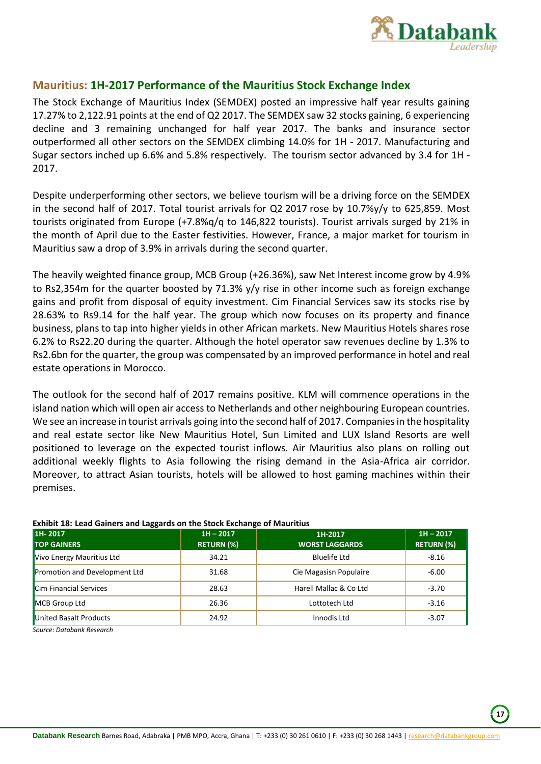## Mauritius: 1H-2017 Performance of the Mauritius Stock Exchange Index

The Stock Exchange of Mauritius Index (SEMDEX) posted an impressive half year results gaining 17.27% to 2,122.91 points at the end of Q2 2017. The SEMDEX saw 32 stocks gaining, 6 experiencing decline and 3 remaining unchanged for half year 2017. The banks and insurance sector outperformed all other sectors on the SEMDEX climbing 14.0% for 1H - 2017. Manufacturing and Sugar sectors inched up 6.6% and 5.8% respectively. The tourism sector advanced by 3.4 for 1H - 2017.

Despite underperforming other sectors, we believe tourism will be a driving force on the SEMDEX in the second half of 2017. Total tourist arrivals for Q2 2017 rose by 10.7%y/y to 625,859. Most tourists originated from Europe (+7.8%q/q to 146,822 tourists). Tourist arrivals surged by 21% in the month of April due to the Easter festivities. However, France, a major market for tourism in Mauritius saw a drop of 3.9% in arrivals during the second quarter.

The heavily weighted finance group, MCB Group (+26.36%), saw Net Interest income grow by 4.9% to Rs2,354m for the quarter boosted by 71.3% y/y rise in other income such as foreign exchange gains and profit from disposal of equity investment. Cim Financial Services saw its stocks rise by 28.63% to Rs9.14 for the half year. The group which now focuses on its property and finance business, plans to tap into higher yields in other African markets. New Mauritius Hotels shares rose 6.2% to Rs22.20 during the quarter. Although the hotel operator saw revenues decline by 1.3% to Rs2.6bn for the quarter, the group was compensated by an improved performance in hotel and real estate operations in Morocco.

The outlook for the second half of 2017 remains positive. KLM will commence operations in the island nation which will open air access to Netherlands and other neighbouring European countries. We see an increase in tourist arrivals going into the second half of 2017. Companies in the hospitality and real estate sector like New Mauritius Hotel, Sun Limited and LUX Island Resorts are well positioned to leverage on the expected tourist inflows. Air Mauritius also plans on rolling out additional weekly flights to Asia following the rising demand in the Asia-Africa air corridor. Moreover, to attract Asian tourists, hotels will be allowed to host gaming machines within their premises.

**Exhibit 18: Lead Gainers and Laggards on the Stock Exchange of Mauritius**

| 1H- 2017 TOP GAINERS | 1H – 2017 RETURN (%) | 1H-2017 WORST LAGGARDS | 1H – 2017 RETURN (%) |
|---|---|---|---|
| Vivo Energy Mauritius Ltd | 34.21 | Bluelife Ltd | -8.16 |
| Promotion and Development Ltd | 31.68 | Cie Magasisn Populaire | -6.00 |
| Cim Financial Services | 28.63 | Harell Mallac & Co Ltd | -3.70 |
| MCB Group Ltd | 26.36 | Lottotech Ltd | -3.16 |
| United Basalt Products | 24.92 | Innodis Ltd | -3.07 |

*Source: Databank Research*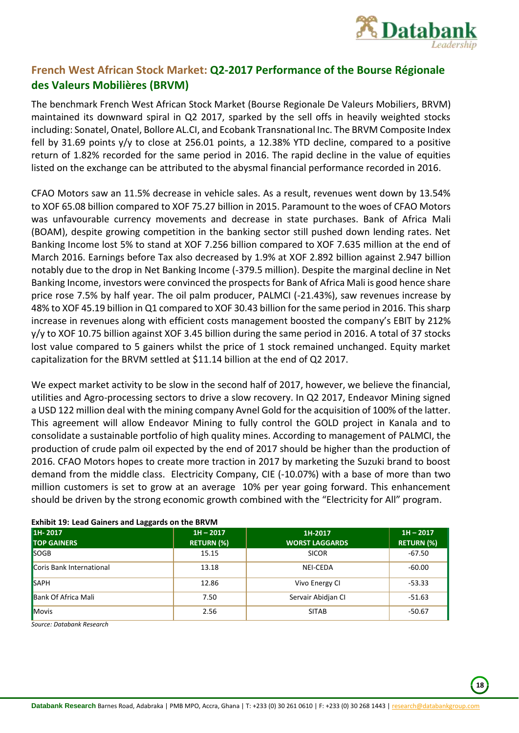## French West African Stock Market: Q2-2017 Performance of the Bourse Régionale des Valeurs Mobilières (BRVM)

The benchmark French West African Stock Market (Bourse Regionale De Valeurs Mobiliers, BRVM) maintained its downward spiral in Q2 2017, sparked by the sell offs in heavily weighted stocks including: Sonatel, Onatel, Bollore AL.CI, and Ecobank Transnational Inc. The BRVM Composite Index fell by 31.69 points y/y to close at 256.01 points, a 12.38% YTD decline, compared to a positive return of 1.82% recorded for the same period in 2016. The rapid decline in the value of equities listed on the exchange can be attributed to the abysmal financial performance recorded in 2016.

CFAO Motors saw an 11.5% decrease in vehicle sales. As a result, revenues went down by 13.54% to XOF 65.08 billion compared to XOF 75.27 billion in 2015. Paramount to the woes of CFAO Motors was unfavourable currency movements and decrease in state purchases. Bank of Africa Mali (BOAM), despite growing competition in the banking sector still pushed down lending rates. Net Banking Income lost 5% to stand at XOF 7.256 billion compared to XOF 7.635 million at the end of March 2016. Earnings before Tax also decreased by 1.9% at XOF 2.892 billion against 2.947 billion notably due to the drop in Net Banking Income (-379.5 million). Despite the marginal decline in Net Banking Income, investors were convinced the prospects for Bank of Africa Mali is good hence share price rose 7.5% by half year. The oil palm producer, PALMCI (-21.43%), saw revenues increase by 48% to XOF 45.19 billion in Q1 compared to XOF 30.43 billion for the same period in 2016. This sharp increase in revenues along with efficient costs management boosted the company's EBIT by 212% y/y to XOF 10.75 billion against XOF 3.45 billion during the same period in 2016. A total of 37 stocks lost value compared to 5 gainers whilst the price of 1 stock remained unchanged. Equity market capitalization for the BRVM settled at $11.14 billion at the end of Q2 2017.

We expect market activity to be slow in the second half of 2017, however, we believe the financial, utilities and Agro-processing sectors to drive a slow recovery. In Q2 2017, Endeavor Mining signed a USD 122 million deal with the mining company Avnel Gold for the acquisition of 100% of the latter. This agreement will allow Endeavor Mining to fully control the GOLD project in Kanala and to consolidate a sustainable portfolio of high quality mines. According to management of PALMCI, the production of crude palm oil expected by the end of 2017 should be higher than the production of 2016. CFAO Motors hopes to create more traction in 2017 by marketing the Suzuki brand to boost demand from the middle class. Electricity Company, CIE (-10.07%) with a base of more than two million customers is set to grow at an average 10% per year going forward. This enhancement should be driven by the strong economic growth combined with the "Electricity for All" program.

**Exhibit 19: Lead Gainers and Laggards on the BRVM**

| 1H- 2017 TOP GAINERS | 1H – 2017 RETURN (%) | 1H-2017 WORST LAGGARDS | 1H – 2017 RETURN (%) |
|---|---|---|---|
| SOGB | 15.15 | SICOR | -67.50 |
| Coris Bank International | 13.18 | NEI-CEDA | -60.00 |
| SAPH | 12.86 | Vivo Energy CI | -53.33 |
| Bank Of Africa Mali | 7.50 | Servair Abidjan CI | -51.63 |
| Movis | 2.56 | SITAB | -50.67 |

*Source: Databank Research*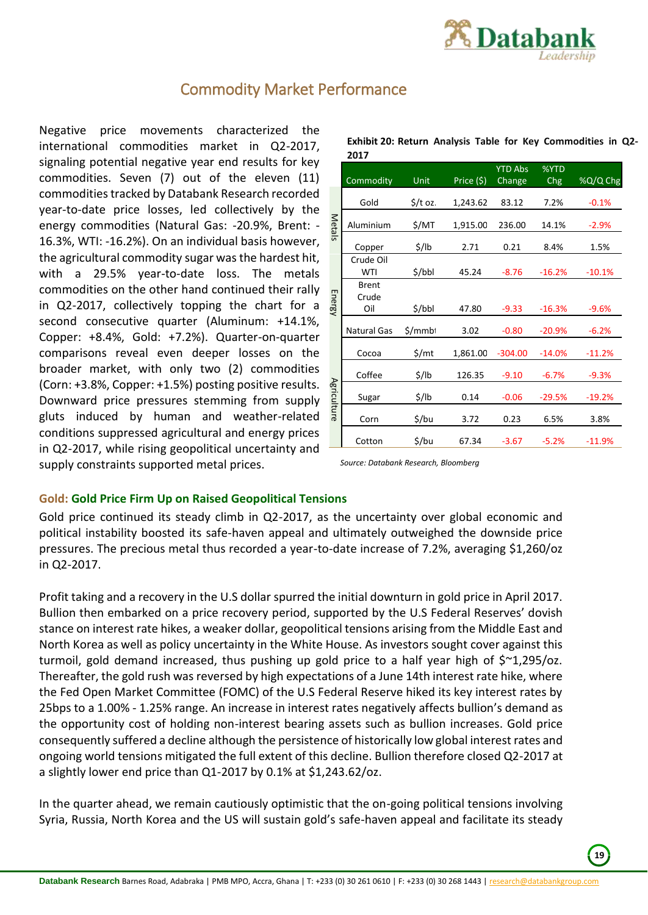# Commodity Market Performance

Negative price movements characterized the international commodities market in Q2-2017, signaling potential negative year end results for key commodities. Seven (7) out of the eleven (11) commodities tracked by Databank Research recorded year-to-date price losses, led collectively by the energy commodities (Natural Gas: -20.9%, Brent: -16.3%, WTI: -16.2%). On an individual basis however, the agricultural commodity sugar was the hardest hit, with a 29.5% year-to-date loss. The metals commodities on the other hand continued their rally in Q2-2017, collectively topping the chart for a second consecutive quarter (Aluminum: +14.1%, Copper: +8.4%, Gold: +7.2%). Quarter-on-quarter comparisons reveal even deeper losses on the broader market, with only two (2) commodities (Corn: +3.8%, Copper: +1.5%) posting positive results. Downward price pressures stemming from supply gluts induced by human and weather-related conditions suppressed agricultural and energy prices in Q2-2017, while rising geopolitical uncertainty and supply constraints supported metal prices.

**Exhibit 20: Return Analysis Table for Key Commodities in Q2-2017**

| | Commodity | Unit | Price ($) | YTD Abs Change | %YTD Chg | %Q/Q Chg |
|---|---|---|---|---|---|---|
| Metals | Gold | $/t oz. | 1,243.62 | 83.12 | 7.2% | -0.1% |
| | Aluminium | $/MT | 1,915.00 | 236.00 | 14.1% | -2.9% |
| | Copper | $/lb | 2.71 | 0.21 | 8.4% | 1.5% |
| Energy | Crude Oil WTI | $/bbl | 45.24 | -8.76 | -16.2% | -10.1% |
| | Brent Crude Oil | $/bbl | 47.80 | -9.33 | -16.3% | -9.6% |
| | Natural Gas | $/mmbt | 3.02 | -0.80 | -20.9% | -6.2% |
| Agriculture | Cocoa | $/mt | 1,861.00 | -304.00 | -14.0% | -11.2% |
| | Coffee | $/lb | 126.35 | -9.10 | -6.7% | -9.3% |
| | Sugar | $/lb | 0.14 | -0.06 | -29.5% | -19.2% |
| | Corn | $/bu | 3.72 | 0.23 | 6.5% | 3.8% |
| | Cotton | $/bu | 67.34 | -3.67 | -5.2% | -11.9% |

*Source: Databank Research, Bloomberg*

### Gold: Gold Price Firm Up on Raised Geopolitical Tensions

Gold price continued its steady climb in Q2-2017, as the uncertainty over global economic and political instability boosted its safe-haven appeal and ultimately outweighed the downside price pressures. The precious metal thus recorded a year-to-date increase of 7.2%, averaging $1,260/oz in Q2-2017.

Profit taking and a recovery in the U.S dollar spurred the initial downturn in gold price in April 2017. Bullion then embarked on a price recovery period, supported by the U.S Federal Reserves' dovish stance on interest rate hikes, a weaker dollar, geopolitical tensions arising from the Middle East and North Korea as well as policy uncertainty in the White House. As investors sought cover against this turmoil, gold demand increased, thus pushing up gold price to a half year high of $~1,295/oz. Thereafter, the gold rush was reversed by high expectations of a June 14th interest rate hike, where the Fed Open Market Committee (FOMC) of the U.S Federal Reserve hiked its key interest rates by 25bps to a 1.00% - 1.25% range. An increase in interest rates negatively affects bullion's demand as the opportunity cost of holding non-interest bearing assets such as bullion increases. Gold price consequently suffered a decline although the persistence of historically low global interest rates and ongoing world tensions mitigated the full extent of this decline. Bullion therefore closed Q2-2017 at a slightly lower end price than Q1-2017 by 0.1% at $1,243.62/oz.

In the quarter ahead, we remain cautiously optimistic that the on-going political tensions involving Syria, Russia, North Korea and the US will sustain gold's safe-haven appeal and facilitate its steady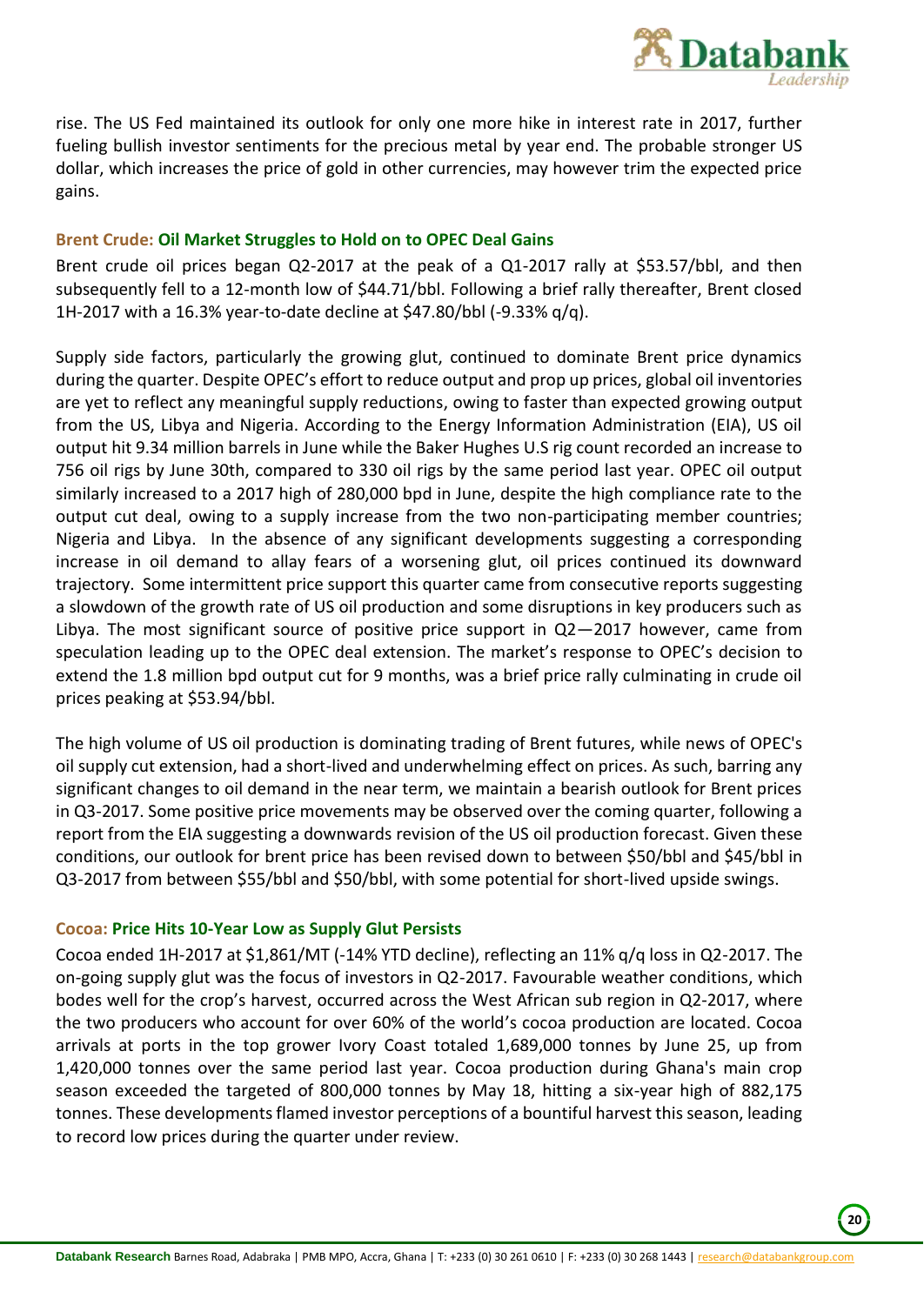rise. The US Fed maintained its outlook for only one more hike in interest rate in 2017, further fueling bullish investor sentiments for the precious metal by year end. The probable stronger US dollar, which increases the price of gold in other currencies, may however trim the expected price gains.

### Brent Crude: Oil Market Struggles to Hold on to OPEC Deal Gains

Brent crude oil prices began Q2-2017 at the peak of a Q1-2017 rally at $53.57/bbl, and then subsequently fell to a 12-month low of $44.71/bbl. Following a brief rally thereafter, Brent closed 1H-2017 with a 16.3% year-to-date decline at $47.80/bbl (-9.33% q/q).

Supply side factors, particularly the growing glut, continued to dominate Brent price dynamics during the quarter. Despite OPEC's effort to reduce output and prop up prices, global oil inventories are yet to reflect any meaningful supply reductions, owing to faster than expected growing output from the US, Libya and Nigeria. According to the Energy Information Administration (EIA), US oil output hit 9.34 million barrels in June while the Baker Hughes U.S rig count recorded an increase to 756 oil rigs by June 30th, compared to 330 oil rigs by the same period last year. OPEC oil output similarly increased to a 2017 high of 280,000 bpd in June, despite the high compliance rate to the output cut deal, owing to a supply increase from the two non-participating member countries; Nigeria and Libya. In the absence of any significant developments suggesting a corresponding increase in oil demand to allay fears of a worsening glut, oil prices continued its downward trajectory. Some intermittent price support this quarter came from consecutive reports suggesting a slowdown of the growth rate of US oil production and some disruptions in key producers such as Libya. The most significant source of positive price support in Q2—2017 however, came from speculation leading up to the OPEC deal extension. The market's response to OPEC's decision to extend the 1.8 million bpd output cut for 9 months, was a brief price rally culminating in crude oil prices peaking at $53.94/bbl.

The high volume of US oil production is dominating trading of Brent futures, while news of OPEC's oil supply cut extension, had a short-lived and underwhelming effect on prices. As such, barring any significant changes to oil demand in the near term, we maintain a bearish outlook for Brent prices in Q3-2017. Some positive price movements may be observed over the coming quarter, following a report from the EIA suggesting a downwards revision of the US oil production forecast. Given these conditions, our outlook for brent price has been revised down to between $50/bbl and $45/bbl in Q3-2017 from between $55/bbl and $50/bbl, with some potential for short-lived upside swings.

### Cocoa: Price Hits 10-Year Low as Supply Glut Persists

Cocoa ended 1H-2017 at $1,861/MT (-14% YTD decline), reflecting an 11% q/q loss in Q2-2017. The on-going supply glut was the focus of investors in Q2-2017. Favourable weather conditions, which bodes well for the crop's harvest, occurred across the West African sub region in Q2-2017, where the two producers who account for over 60% of the world's cocoa production are located. Cocoa arrivals at ports in the top grower Ivory Coast totaled 1,689,000 tonnes by June 25, up from 1,420,000 tonnes over the same period last year. Cocoa production during Ghana's main crop season exceeded the targeted of 800,000 tonnes by May 18, hitting a six-year high of 882,175 tonnes. These developments flamed investor perceptions of a bountiful harvest this season, leading to record low prices during the quarter under review.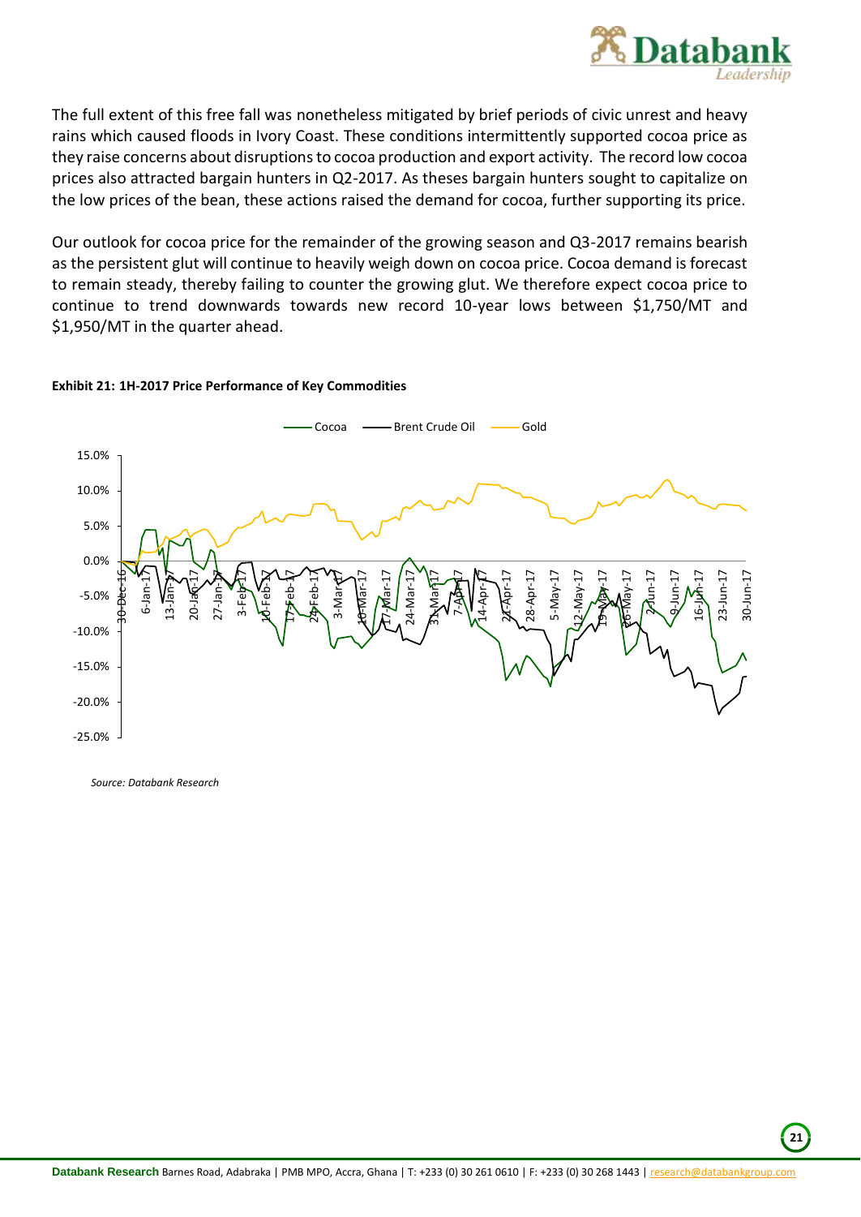The full extent of this free fall was nonetheless mitigated by brief periods of civic unrest and heavy rains which caused floods in Ivory Coast. These conditions intermittently supported cocoa price as they raise concerns about disruptions to cocoa production and export activity. The record low cocoa prices also attracted bargain hunters in Q2-2017. As theses bargain hunters sought to capitalize on the low prices of the bean, these actions raised the demand for cocoa, further supporting its price.

Our outlook for cocoa price for the remainder of the growing season and Q3-2017 remains bearish as the persistent glut will continue to heavily weigh down on cocoa price. Cocoa demand is forecast to remain steady, thereby failing to counter the growing glut. We therefore expect cocoa price to continue to trend downwards towards new record 10-year lows between $1,750/MT and $1,950/MT in the quarter ahead.

**Exhibit 21: 1H-2017 Price Performance of Key Commodities**

Cocoa
Brent Crude Oil
Gold

15.0%
10.0%
5.0%
0.0%
-5.0%
-10.0%
-15.0%
-20.0%
-25.0%

30-Dec-16
6-Jan-17
13-Jan-17
20-Jan-17
27-Jan-17
3-Feb-17
10-Feb-17
17-Feb-17
24-Feb-17
3-Mar-17
10-Mar-17
17-Mar-17
24-Mar-17
31-Mar-17
7-Apr-17
14-Apr-17
21-Apr-17
28-Apr-17
5-May-17
12-May-17
19-May-17
26-May-17
2-Jun-17
9-Jun-17
16-Jun-17
23-Jun-17
30-Jun-17

*Source: Databank Research*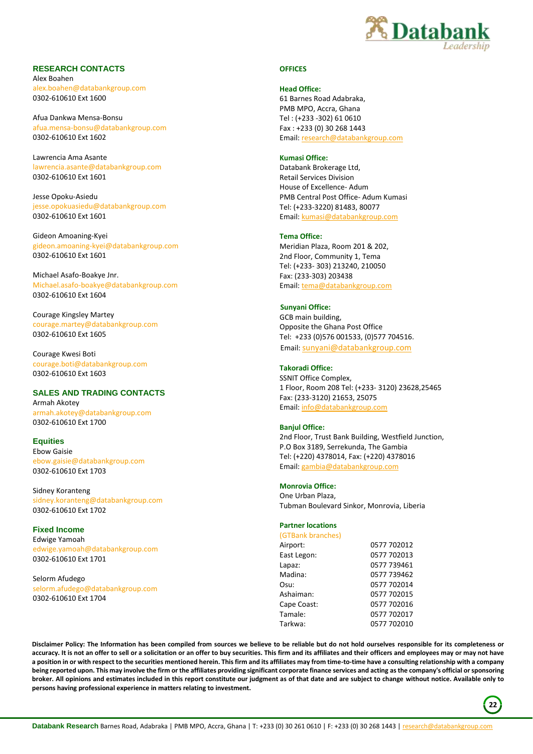## RESEARCH CONTACTS

Alex Boahen
alex.boahen@databankgroup.com
0302-610610 Ext 1600

Afua Dankwa Mensa-Bonsu
afua.mensa-bonsu@databankgroup.com
0302-610610 Ext 1602

Lawrencia Ama Asante
lawrencia.asante@databankgroup.com
0302-610610 Ext 1601

Jesse Opoku-Asiedu
jesse.opokuasiedu@databankgroup.com
0302-610610 Ext 1601

Gideon Amoaning-Kyei
gideon.amoaning-kyei@databankgroup.com
0302-610610 Ext 1601

Michael Asafo-Boakye Jnr.
Michael.asafo-boakye@databankgroup.com
0302-610610 Ext 1604

Courage Kingsley Martey
courage.martey@databankgroup.com
0302-610610 Ext 1605

Courage Kwesi Boti
courage.boti@databankgroup.com
0302-610610 Ext 1603

## SALES AND TRADING CONTACTS

Armah Akotey
armah.akotey@databankgroup.com
0302-610610 Ext 1700

### Equities

Ebow Gaisie
ebow.gaisie@databankgroup.com
0302-610610 Ext 1703

Sidney Koranteng
sidney.koranteng@databankgroup.com
0302-610610 Ext 1702

### Fixed Income

Edwige Yamoah
edwige.yamoah@databankgroup.com
0302-610610 Ext 1701

Selorm Afudego
selorm.afudego@databankgroup.com
0302-610610 Ext 1704

## OFFICES

**Head Office:**
61 Barnes Road Adabraka,
PMB MPO, Accra, Ghana
Tel : (+233 -302) 61 0610
Fax : +233 (0) 30 268 1443
Email: research@databankgroup.com

**Kumasi Office:**
Databank Brokerage Ltd,
Retail Services Division
House of Excellence- Adum
PMB Central Post Office- Adum Kumasi
Tel: (+233-3220) 81483, 80077
Email: kumasi@databankgroup.com

**Tema Office:**
Meridian Plaza, Room 201 & 202,
2nd Floor, Community 1, Tema
Tel: (+233- 303) 213240, 210050
Fax: (233-303) 203438
Email: tema@databankgroup.com

**Sunyani Office:**
GCB main building,
Opposite the Ghana Post Office
Tel: +233 (0)576 001533, (0)577 704516.
Email: sunyani@databankgroup.com

**Takoradi Office:**
SSNIT Office Complex,
1 Floor, Room 208 Tel: (+233- 3120) 23628,25465
Fax: (233-3120) 21653, 25075
Email: info@databankgroup.com

**Banjul Office:**
2nd Floor, Trust Bank Building, Westfield Junction,
P.O Box 3189, Serrekunda, The Gambia
Tel: (+220) 4378014, Fax: (+220) 4378016
Email: gambia@databankgroup.com

**Monrovia Office:**
One Urban Plaza,
Tubman Boulevard Sinkor, Monrovia, Liberia

**Partner locations**
(GTBank branches)

| | |
|---|---|
| Airport: | 0577 702012 |
| East Legon: | 0577 702013 |
| Lapaz: | 0577 739461 |
| Madina: | 0577 739462 |
| Osu: | 0577 702014 |
| Ashaiman: | 0577 702015 |
| Cape Coast: | 0577 702016 |
| Tamale: | 0577 702017 |
| Tarkwa: | 0577 702010 |

**Disclaimer Policy: The Information has been compiled from sources we believe to be reliable but do not hold ourselves responsible for its completeness or accuracy. It is not an offer to sell or a solicitation or an offer to buy securities. This firm and its affiliates and their officers and employees may or may not have a position in or with respect to the securities mentioned herein. This firm and its affiliates may from time-to-time have a consulting relationship with a company being reported upon. This may involve the firm or the affiliates providing significant corporate finance services and acting as the company's official or sponsoring broker. All opinions and estimates included in this report constitute our judgment as of that date and are subject to change without notice. Available only to persons having professional experience in matters relating to investment.**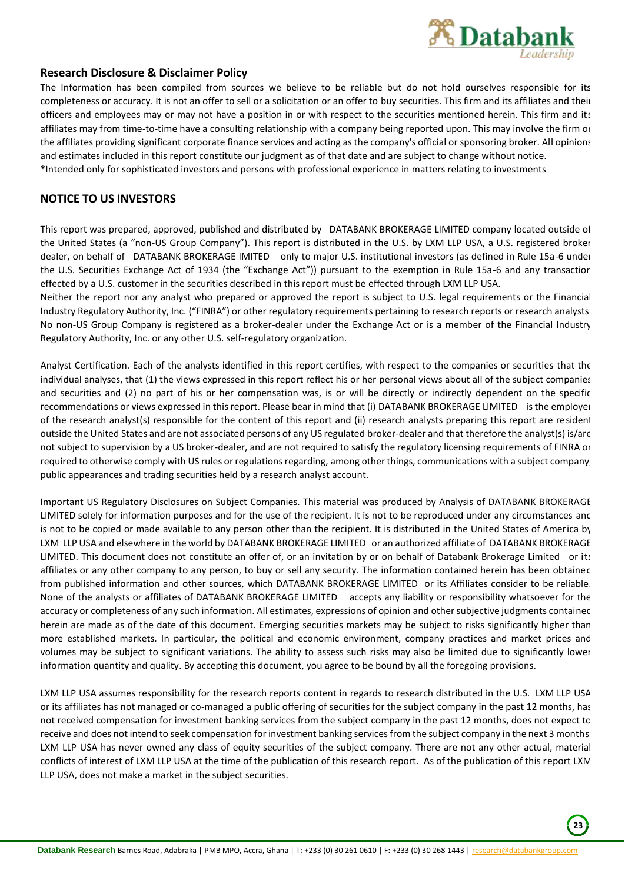## Research Disclosure & Disclaimer Policy

The Information has been compiled from sources we believe to be reliable but do not hold ourselves responsible for its completeness or accuracy. It is not an offer to sell or a solicitation or an offer to buy securities. This firm and its affiliates and their officers and employees may or may not have a position in or with respect to the securities mentioned herein. This firm and its affiliates may from time-to-time have a consulting relationship with a company being reported upon. This may involve the firm or the affiliates providing significant corporate finance services and acting as the company's official or sponsoring broker. All opinions and estimates included in this report constitute our judgment as of that date and are subject to change without notice.
*Intended only for sophisticated investors and persons with professional experience in matters relating to investments

## NOTICE TO US INVESTORS

This report was prepared, approved, published and distributed by DATABANK BROKERAGE LIMITED company located outside of the United States (a "non-US Group Company"). This report is distributed in the U.S. by LXM LLP USA, a U.S. registered broker dealer, on behalf of DATABANK BROKERAGE IMITED only to major U.S. institutional investors (as defined in Rule 15a-6 under the U.S. Securities Exchange Act of 1934 (the "Exchange Act")) pursuant to the exemption in Rule 15a-6 and any transaction effected by a U.S. customer in the securities described in this report must be effected through LXM LLP USA.
Neither the report nor any analyst who prepared or approved the report is subject to U.S. legal requirements or the Financial Industry Regulatory Authority, Inc. ("FINRA") or other regulatory requirements pertaining to research reports or research analysts. No non-US Group Company is registered as a broker-dealer under the Exchange Act or is a member of the Financial Industry Regulatory Authority, Inc. or any other U.S. self-regulatory organization.

Analyst Certification. Each of the analysts identified in this report certifies, with respect to the companies or securities that the individual analyses, that (1) the views expressed in this report reflect his or her personal views about all of the subject companies and securities and (2) no part of his or her compensation was, is or will be directly or indirectly dependent on the specific recommendations or views expressed in this report. Please bear in mind that (i) DATABANK BROKERAGE LIMITED is the employer of the research analyst(s) responsible for the content of this report and (ii) research analysts preparing this report are resident outside the United States and are not associated persons of any US regulated broker-dealer and that therefore the analyst(s) is/are not subject to supervision by a US broker-dealer, and are not required to satisfy the regulatory licensing requirements of FINRA or required to otherwise comply with US rules or regulations regarding, among other things, communications with a subject company, public appearances and trading securities held by a research analyst account.

Important US Regulatory Disclosures on Subject Companies. This material was produced by Analysis of DATABANK BROKERAGE LIMITED solely for information purposes and for the use of the recipient. It is not to be reproduced under any circumstances and is not to be copied or made available to any person other than the recipient. It is distributed in the United States of America by LXM LLP USA and elsewhere in the world by DATABANK BROKERAGE LIMITED or an authorized affiliate of DATABANK BROKERAGE LIMITED. This document does not constitute an offer of, or an invitation by or on behalf of Databank Brokerage Limited or its affiliates or any other company to any person, to buy or sell any security. The information contained herein has been obtained from published information and other sources, which DATABANK BROKERAGE LIMITED or its Affiliates consider to be reliable. None of the analysts or affiliates of DATABANK BROKERAGE LIMITED accepts any liability or responsibility whatsoever for the accuracy or completeness of any such information. All estimates, expressions of opinion and other subjective judgments contained herein are made as of the date of this document. Emerging securities markets may be subject to risks significantly higher than more established markets. In particular, the political and economic environment, company practices and market prices and volumes may be subject to significant variations. The ability to assess such risks may also be limited due to significantly lower information quantity and quality. By accepting this document, you agree to be bound by all the foregoing provisions.

LXM LLP USA assumes responsibility for the research reports content in regards to research distributed in the U.S. LXM LLP USA or its affiliates has not managed or co-managed a public offering of securities for the subject company in the past 12 months, has not received compensation for investment banking services from the subject company in the past 12 months, does not expect to receive and does not intend to seek compensation for investment banking services from the subject company in the next 3 months. LXM LLP USA has never owned any class of equity securities of the subject company. There are not any other actual, material conflicts of interest of LXM LLP USA at the time of the publication of this research report. As of the publication of this report LXM LLP USA, does not make a market in the subject securities.